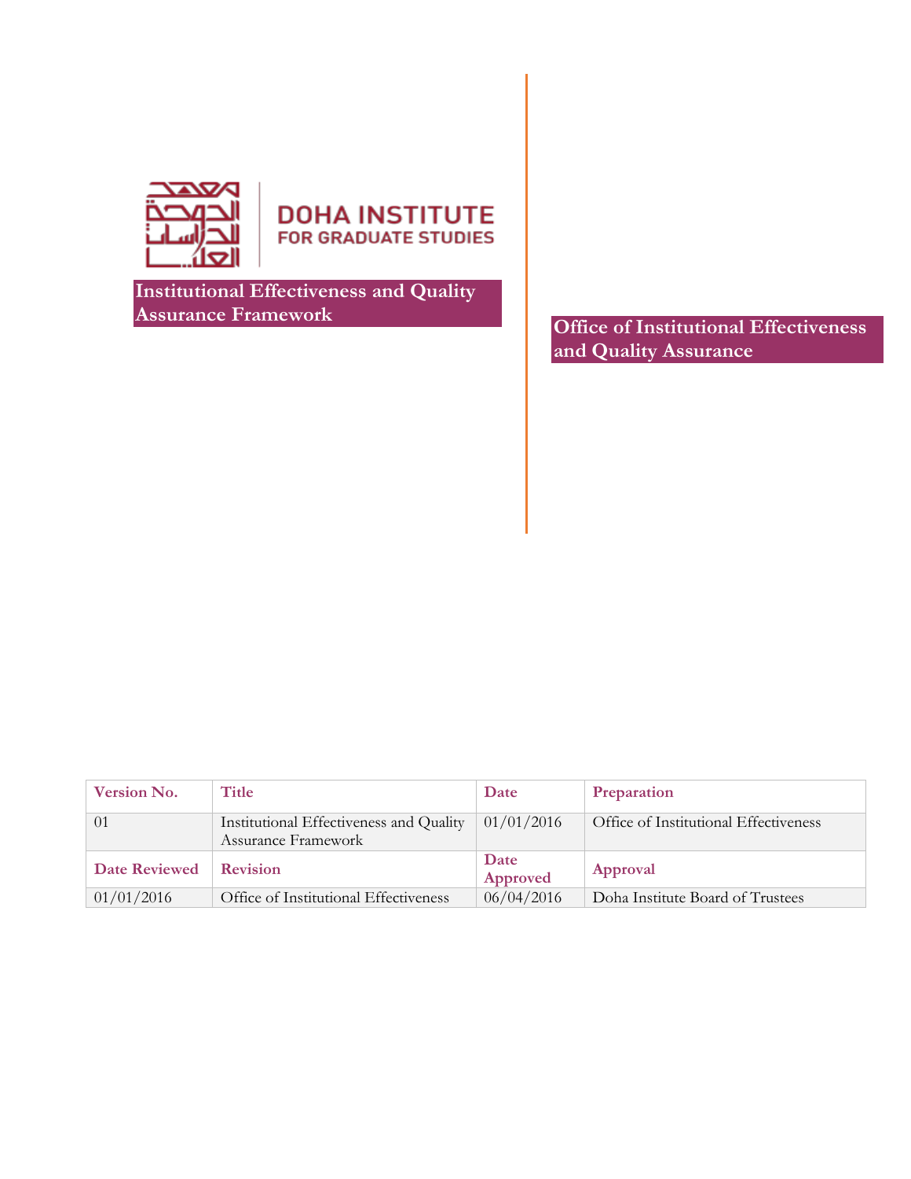DOHA INSTITUTE
FOR GRADUATE STUDIES

# Institutional Effectiveness and Quality Assurance Framework

## Office of Institutional Effectiveness and Quality Assurance

| Version No. | Title | Date | Preparation |
|---|---|---|---|
| 01 | Institutional Effectiveness and Quality Assurance Framework | 01/01/2016 | Office of Institutional Effectiveness |
| **Date Reviewed** | **Revision** | **Date Approved** | **Approval** |
| 01/01/2016 | Office of Institutional Effectiveness | 06/04/2016 | Doha Institute Board of Trustees |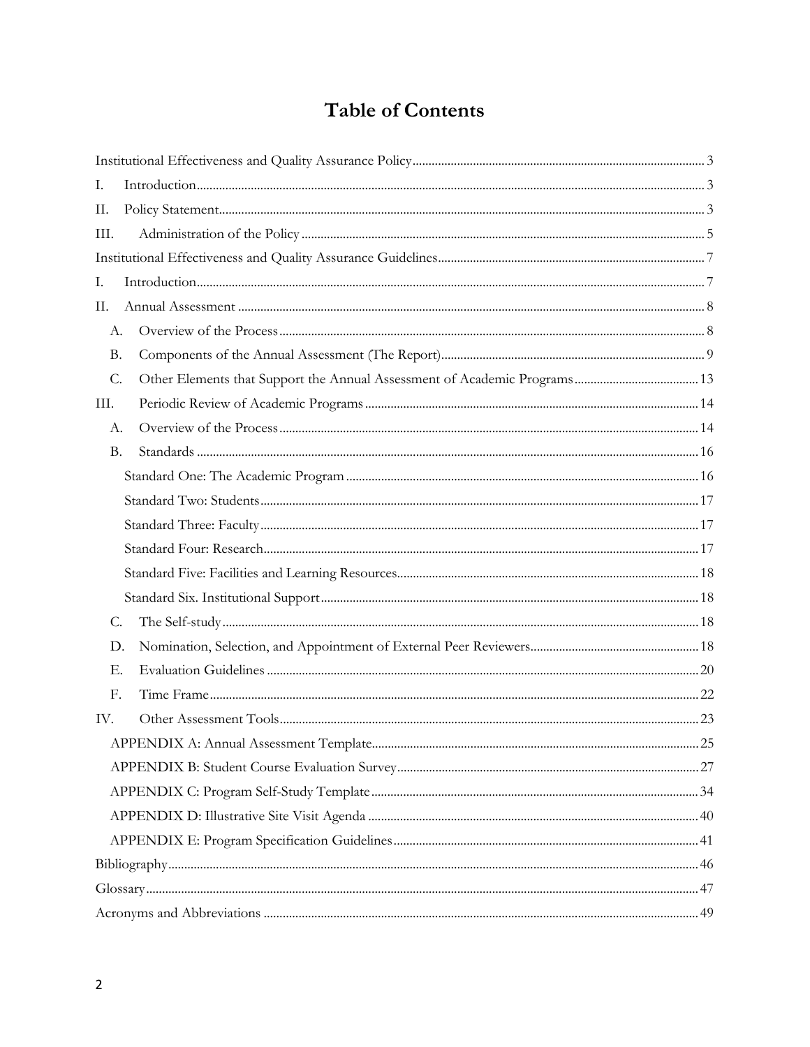# Table of Contents

Institutional Effectiveness and Quality Assurance Policy ... 3

I. Introduction ... 3

II. Policy Statement ... 3

III. Administration of the Policy ... 5

Institutional Effectiveness and Quality Assurance Guidelines ... 7

I. Introduction ... 7

II. Annual Assessment ... 8

- A. Overview of the Process ... 8
- B. Components of the Annual Assessment (The Report) ... 9
- C. Other Elements that Support the Annual Assessment of Academic Programs ... 13

III. Periodic Review of Academic Programs ... 14

- A. Overview of the Process ... 14
- B. Standards ... 16
  - Standard One: The Academic Program ... 16
  - Standard Two: Students ... 17
  - Standard Three: Faculty ... 17
  - Standard Four: Research ... 17
  - Standard Five: Facilities and Learning Resources ... 18
  - Standard Six. Institutional Support ... 18
- C. The Self-study ... 18
- D. Nomination, Selection, and Appointment of External Peer Reviewers ... 18
- E. Evaluation Guidelines ... 20
- F. Time Frame ... 22

IV. Other Assessment Tools ... 23

- APPENDIX A: Annual Assessment Template ... 25
- APPENDIX B: Student Course Evaluation Survey ... 27
- APPENDIX C: Program Self-Study Template ... 34
- APPENDIX D: Illustrative Site Visit Agenda ... 40
- APPENDIX E: Program Specification Guidelines ... 41

Bibliography ... 46

Glossary ... 47

Acronyms and Abbreviations ... 49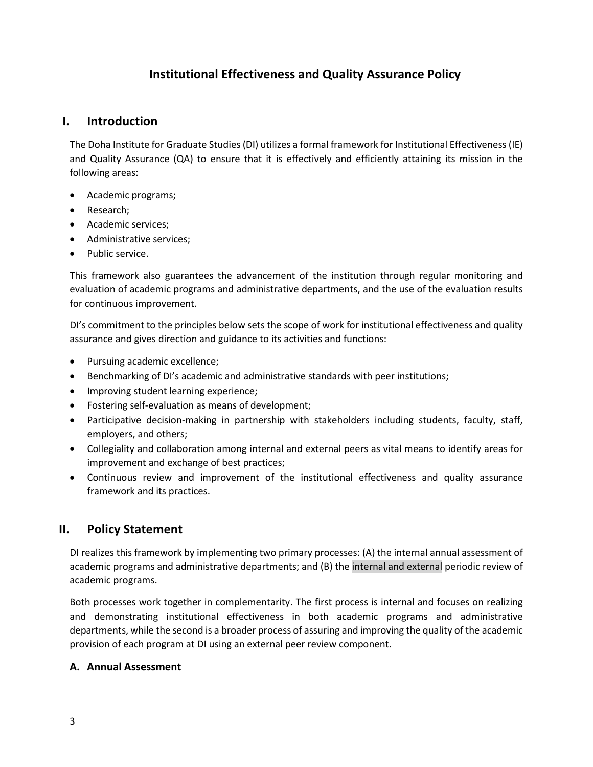# Institutional Effectiveness and Quality Assurance Policy

## I. Introduction

The Doha Institute for Graduate Studies (DI) utilizes a formal framework for Institutional Effectiveness (IE) and Quality Assurance (QA) to ensure that it is effectively and efficiently attaining its mission in the following areas:

- Academic programs;
- Research;
- Academic services;
- Administrative services;
- Public service.

This framework also guarantees the advancement of the institution through regular monitoring and evaluation of academic programs and administrative departments, and the use of the evaluation results for continuous improvement.

DI's commitment to the principles below sets the scope of work for institutional effectiveness and quality assurance and gives direction and guidance to its activities and functions:

- Pursuing academic excellence;
- Benchmarking of DI's academic and administrative standards with peer institutions;
- Improving student learning experience;
- Fostering self-evaluation as means of development;
- Participative decision-making in partnership with stakeholders including students, faculty, staff, employers, and others;
- Collegiality and collaboration among internal and external peers as vital means to identify areas for improvement and exchange of best practices;
- Continuous review and improvement of the institutional effectiveness and quality assurance framework and its practices.

## II. Policy Statement

DI realizes this framework by implementing two primary processes: (A) the internal annual assessment of academic programs and administrative departments; and (B) the internal and external periodic review of academic programs.

Both processes work together in complementarity. The first process is internal and focuses on realizing and demonstrating institutional effectiveness in both academic programs and administrative departments, while the second is a broader process of assuring and improving the quality of the academic provision of each program at DI using an external peer review component.

### A. Annual Assessment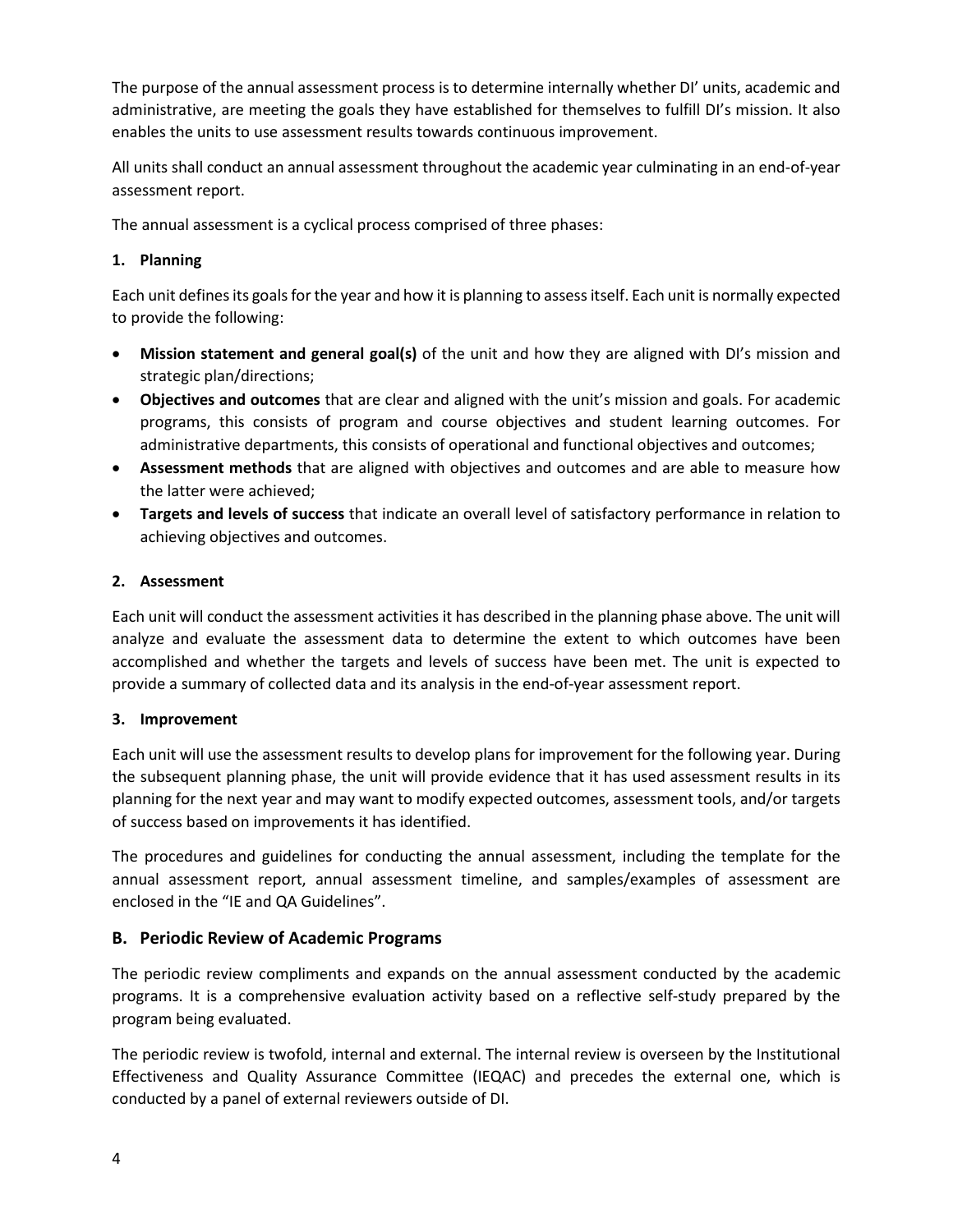The purpose of the annual assessment process is to determine internally whether DI' units, academic and administrative, are meeting the goals they have established for themselves to fulfill DI's mission. It also enables the units to use assessment results towards continuous improvement.

All units shall conduct an annual assessment throughout the academic year culminating in an end-of-year assessment report.

The annual assessment is a cyclical process comprised of three phases:

**1. Planning**

Each unit defines its goals for the year and how it is planning to assess itself. Each unit is normally expected to provide the following:

- **Mission statement and general goal(s)** of the unit and how they are aligned with DI's mission and strategic plan/directions;
- **Objectives and outcomes** that are clear and aligned with the unit's mission and goals. For academic programs, this consists of program and course objectives and student learning outcomes. For administrative departments, this consists of operational and functional objectives and outcomes;
- **Assessment methods** that are aligned with objectives and outcomes and are able to measure how the latter were achieved;
- **Targets and levels of success** that indicate an overall level of satisfactory performance in relation to achieving objectives and outcomes.

**2. Assessment**

Each unit will conduct the assessment activities it has described in the planning phase above. The unit will analyze and evaluate the assessment data to determine the extent to which outcomes have been accomplished and whether the targets and levels of success have been met. The unit is expected to provide a summary of collected data and its analysis in the end-of-year assessment report.

**3. Improvement**

Each unit will use the assessment results to develop plans for improvement for the following year. During the subsequent planning phase, the unit will provide evidence that it has used assessment results in its planning for the next year and may want to modify expected outcomes, assessment tools, and/or targets of success based on improvements it has identified.

The procedures and guidelines for conducting the annual assessment, including the template for the annual assessment report, annual assessment timeline, and samples/examples of assessment are enclosed in the "IE and QA Guidelines".

## B. Periodic Review of Academic Programs

The periodic review compliments and expands on the annual assessment conducted by the academic programs. It is a comprehensive evaluation activity based on a reflective self-study prepared by the program being evaluated.

The periodic review is twofold, internal and external. The internal review is overseen by the Institutional Effectiveness and Quality Assurance Committee (IEQAC) and precedes the external one, which is conducted by a panel of external reviewers outside of DI.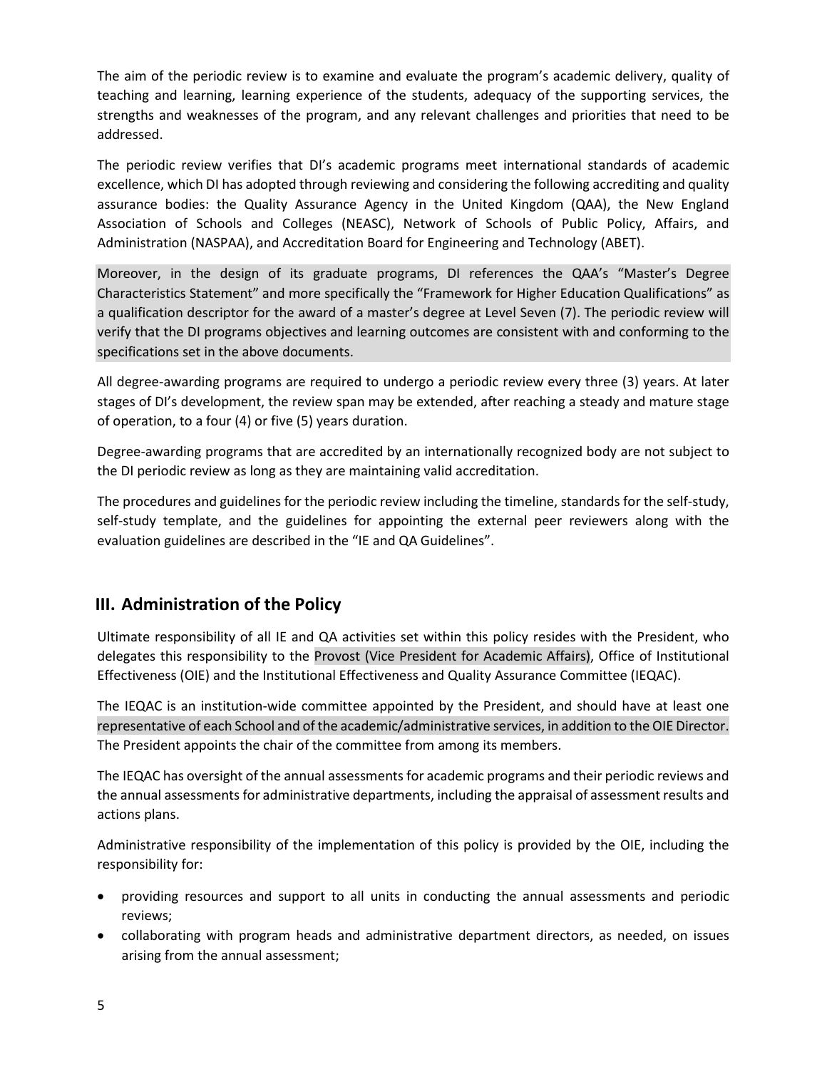The aim of the periodic review is to examine and evaluate the program's academic delivery, quality of teaching and learning, learning experience of the students, adequacy of the supporting services, the strengths and weaknesses of the program, and any relevant challenges and priorities that need to be addressed.

The periodic review verifies that DI's academic programs meet international standards of academic excellence, which DI has adopted through reviewing and considering the following accrediting and quality assurance bodies: the Quality Assurance Agency in the United Kingdom (QAA), the New England Association of Schools and Colleges (NEASC), Network of Schools of Public Policy, Affairs, and Administration (NASPAA), and Accreditation Board for Engineering and Technology (ABET).

Moreover, in the design of its graduate programs, DI references the QAA's "Master's Degree Characteristics Statement" and more specifically the "Framework for Higher Education Qualifications" as a qualification descriptor for the award of a master's degree at Level Seven (7). The periodic review will verify that the DI programs objectives and learning outcomes are consistent with and conforming to the specifications set in the above documents.

All degree-awarding programs are required to undergo a periodic review every three (3) years. At later stages of DI's development, the review span may be extended, after reaching a steady and mature stage of operation, to a four (4) or five (5) years duration.

Degree-awarding programs that are accredited by an internationally recognized body are not subject to the DI periodic review as long as they are maintaining valid accreditation.

The procedures and guidelines for the periodic review including the timeline, standards for the self-study, self-study template, and the guidelines for appointing the external peer reviewers along with the evaluation guidelines are described in the "IE and QA Guidelines".

## III. Administration of the Policy

Ultimate responsibility of all IE and QA activities set within this policy resides with the President, who delegates this responsibility to the Provost (Vice President for Academic Affairs), Office of Institutional Effectiveness (OIE) and the Institutional Effectiveness and Quality Assurance Committee (IEQAC).

The IEQAC is an institution-wide committee appointed by the President, and should have at least one representative of each School and of the academic/administrative services, in addition to the OIE Director. The President appoints the chair of the committee from among its members.

The IEQAC has oversight of the annual assessments for academic programs and their periodic reviews and the annual assessments for administrative departments, including the appraisal of assessment results and actions plans.

Administrative responsibility of the implementation of this policy is provided by the OIE, including the responsibility for:

- providing resources and support to all units in conducting the annual assessments and periodic reviews;
- collaborating with program heads and administrative department directors, as needed, on issues arising from the annual assessment;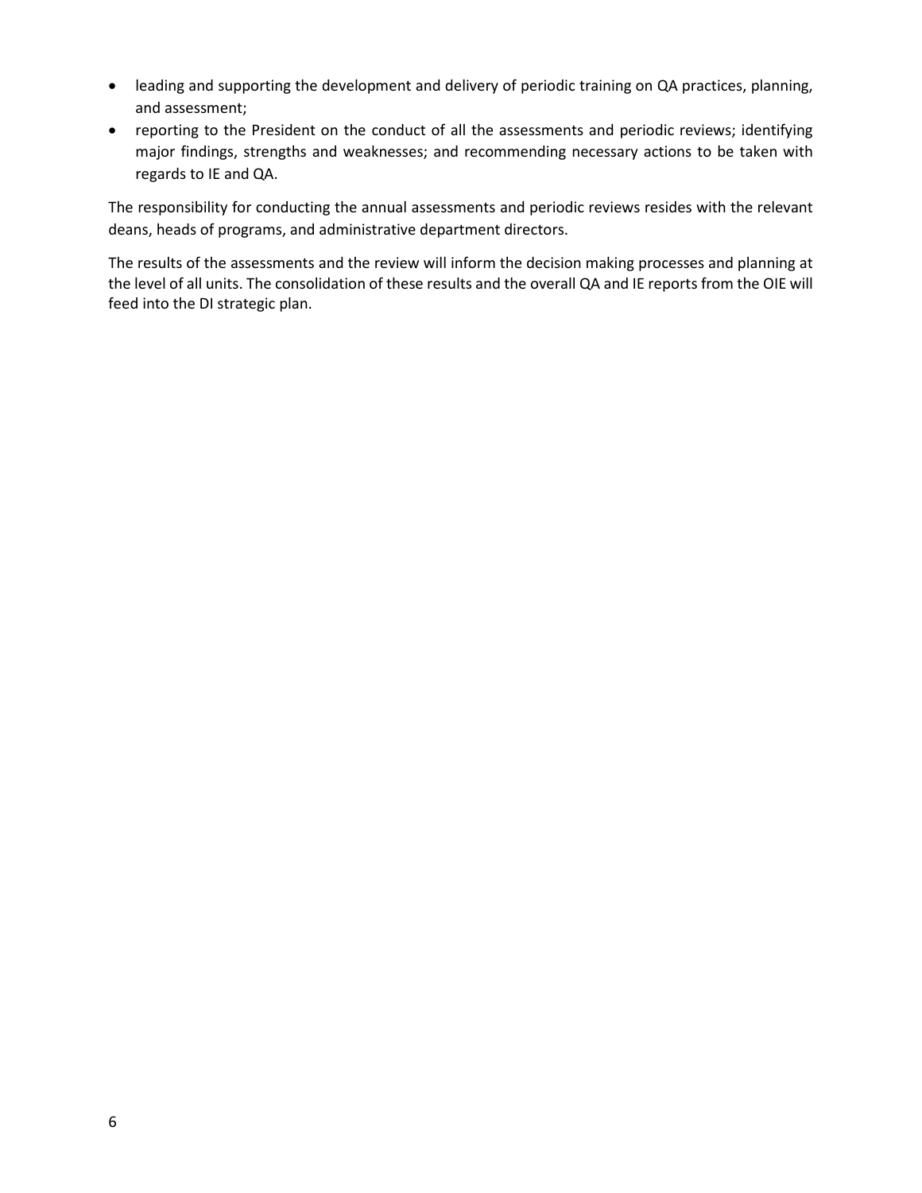- leading and supporting the development and delivery of periodic training on QA practices, planning, and assessment;
- reporting to the President on the conduct of all the assessments and periodic reviews; identifying major findings, strengths and weaknesses; and recommending necessary actions to be taken with regards to IE and QA.

The responsibility for conducting the annual assessments and periodic reviews resides with the relevant deans, heads of programs, and administrative department directors.

The results of the assessments and the review will inform the decision making processes and planning at the level of all units. The consolidation of these results and the overall QA and IE reports from the OIE will feed into the DI strategic plan.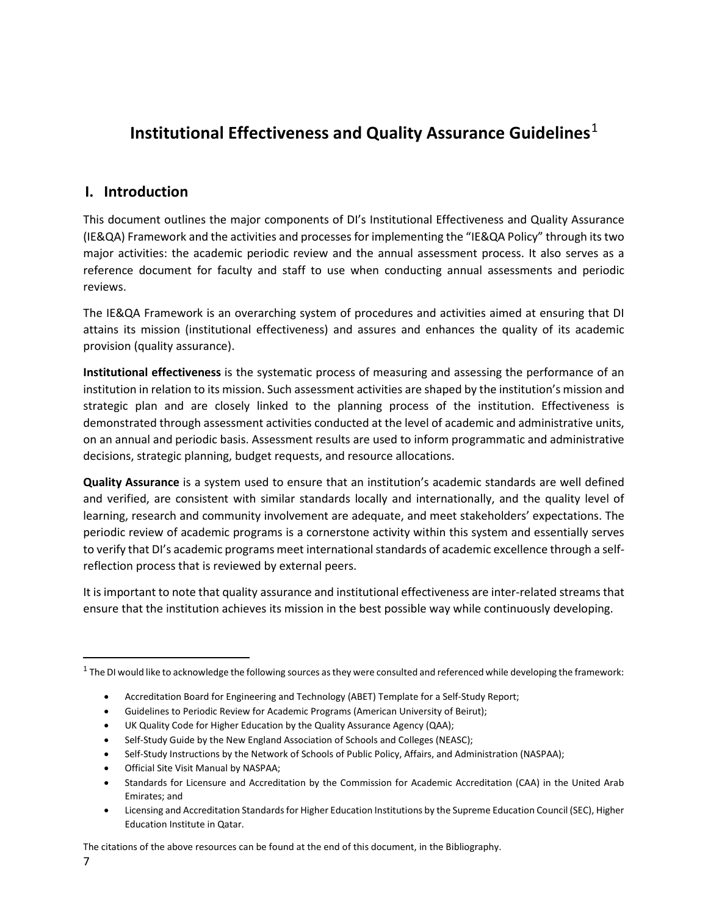# Institutional Effectiveness and Quality Assurance Guidelines[1]

## I. Introduction

This document outlines the major components of DI's Institutional Effectiveness and Quality Assurance (IE&QA) Framework and the activities and processes for implementing the "IE&QA Policy" through its two major activities: the academic periodic review and the annual assessment process. It also serves as a reference document for faculty and staff to use when conducting annual assessments and periodic reviews.

The IE&QA Framework is an overarching system of procedures and activities aimed at ensuring that DI attains its mission (institutional effectiveness) and assures and enhances the quality of its academic provision (quality assurance).

**Institutional effectiveness** is the systematic process of measuring and assessing the performance of an institution in relation to its mission. Such assessment activities are shaped by the institution's mission and strategic plan and are closely linked to the planning process of the institution. Effectiveness is demonstrated through assessment activities conducted at the level of academic and administrative units, on an annual and periodic basis. Assessment results are used to inform programmatic and administrative decisions, strategic planning, budget requests, and resource allocations.

**Quality Assurance** is a system used to ensure that an institution's academic standards are well defined and verified, are consistent with similar standards locally and internationally, and the quality level of learning, research and community involvement are adequate, and meet stakeholders' expectations. The periodic review of academic programs is a cornerstone activity within this system and essentially serves to verify that DI's academic programs meet international standards of academic excellence through a self-reflection process that is reviewed by external peers.

It is important to note that quality assurance and institutional effectiveness are inter-related streams that ensure that the institution achieves its mission in the best possible way while continuously developing.

---

[1] The DI would like to acknowledge the following sources as they were consulted and referenced while developing the framework:

- Accreditation Board for Engineering and Technology (ABET) Template for a Self-Study Report;
- Guidelines to Periodic Review for Academic Programs (American University of Beirut);
- UK Quality Code for Higher Education by the Quality Assurance Agency (QAA);
- Self-Study Guide by the New England Association of Schools and Colleges (NEASC);
- Self-Study Instructions by the Network of Schools of Public Policy, Affairs, and Administration (NASPAA);
- Official Site Visit Manual by NASPAA;
- Standards for Licensure and Accreditation by the Commission for Academic Accreditation (CAA) in the United Arab Emirates; and
- Licensing and Accreditation Standards for Higher Education Institutions by the Supreme Education Council (SEC), Higher Education Institute in Qatar.

The citations of the above resources can be found at the end of this document, in the Bibliography.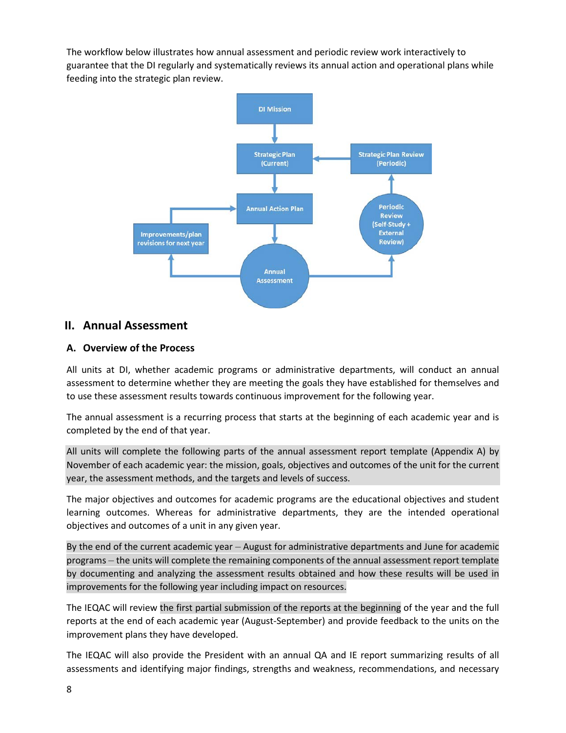The workflow below illustrates how annual assessment and periodic review work interactively to guarantee that the DI regularly and systematically reviews its annual action and operational plans while feeding into the strategic plan review.

## II. Annual Assessment

### A. Overview of the Process

All units at DI, whether academic programs or administrative departments, will conduct an annual assessment to determine whether they are meeting the goals they have established for themselves and to use these assessment results towards continuous improvement for the following year.

The annual assessment is a recurring process that starts at the beginning of each academic year and is completed by the end of that year.

All units will complete the following parts of the annual assessment report template (Appendix A) by November of each academic year: the mission, goals, objectives and outcomes of the unit for the current year, the assessment methods, and the targets and levels of success.

The major objectives and outcomes for academic programs are the educational objectives and student learning outcomes. Whereas for administrative departments, they are the intended operational objectives and outcomes of a unit in any given year.

By the end of the current academic year – August for administrative departments and June for academic programs – the units will complete the remaining components of the annual assessment report template by documenting and analyzing the assessment results obtained and how these results will be used in improvements for the following year including impact on resources.

The IEQAC will review the first partial submission of the reports at the beginning of the year and the full reports at the end of each academic year (August-September) and provide feedback to the units on the improvement plans they have developed.

The IEQAC will also provide the President with an annual QA and IE report summarizing results of all assessments and identifying major findings, strengths and weakness, recommendations, and necessary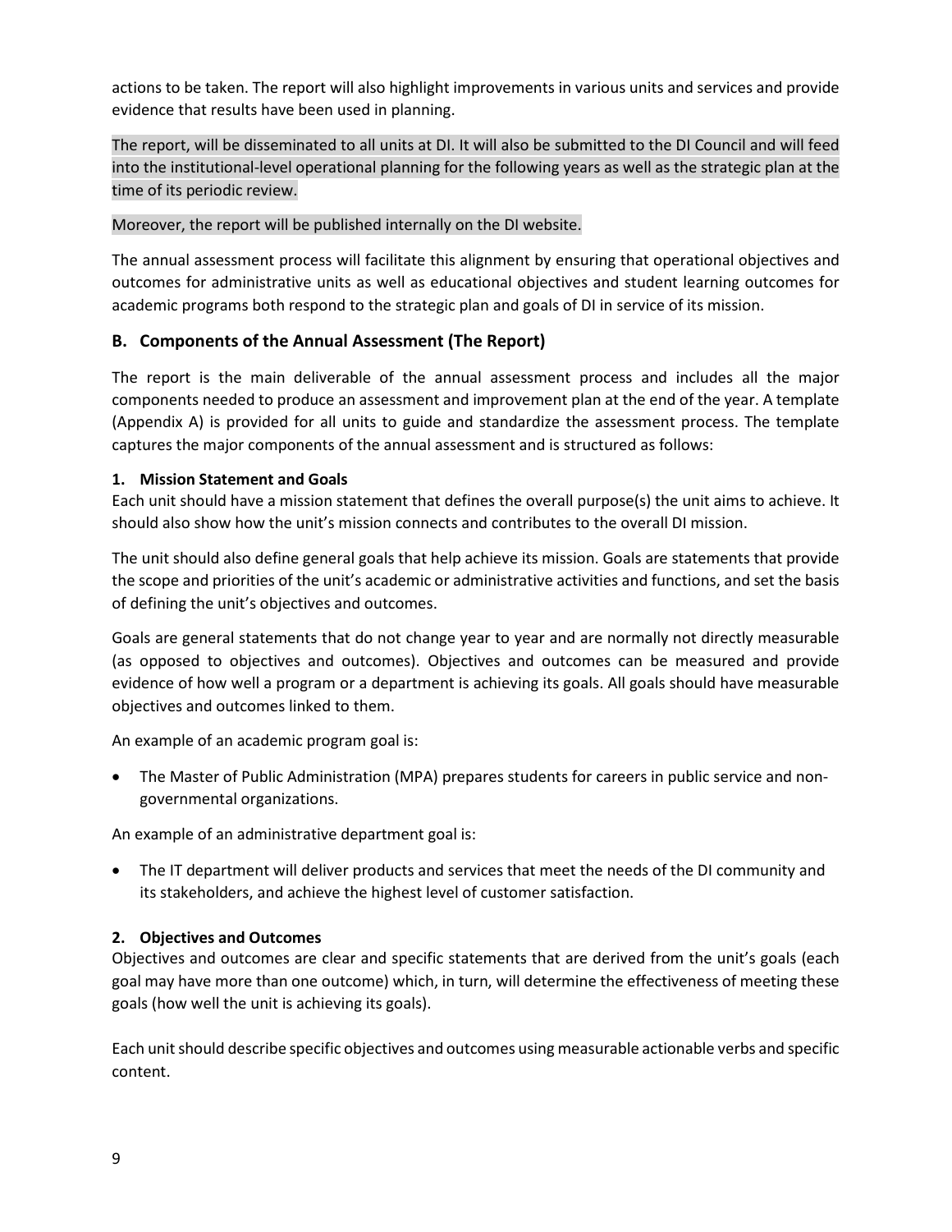actions to be taken. The report will also highlight improvements in various units and services and provide evidence that results have been used in planning.

The report, will be disseminated to all units at DI. It will also be submitted to the DI Council and will feed into the institutional-level operational planning for the following years as well as the strategic plan at the time of its periodic review.

Moreover, the report will be published internally on the DI website.

The annual assessment process will facilitate this alignment by ensuring that operational objectives and outcomes for administrative units as well as educational objectives and student learning outcomes for academic programs both respond to the strategic plan and goals of DI in service of its mission.

## B. Components of the Annual Assessment (The Report)

The report is the main deliverable of the annual assessment process and includes all the major components needed to produce an assessment and improvement plan at the end of the year. A template (Appendix A) is provided for all units to guide and standardize the assessment process. The template captures the major components of the annual assessment and is structured as follows:

### 1. Mission Statement and Goals

Each unit should have a mission statement that defines the overall purpose(s) the unit aims to achieve. It should also show how the unit's mission connects and contributes to the overall DI mission.

The unit should also define general goals that help achieve its mission. Goals are statements that provide the scope and priorities of the unit's academic or administrative activities and functions, and set the basis of defining the unit's objectives and outcomes.

Goals are general statements that do not change year to year and are normally not directly measurable (as opposed to objectives and outcomes). Objectives and outcomes can be measured and provide evidence of how well a program or a department is achieving its goals. All goals should have measurable objectives and outcomes linked to them.

An example of an academic program goal is:

- The Master of Public Administration (MPA) prepares students for careers in public service and non-governmental organizations.

An example of an administrative department goal is:

- The IT department will deliver products and services that meet the needs of the DI community and its stakeholders, and achieve the highest level of customer satisfaction.

### 2. Objectives and Outcomes

Objectives and outcomes are clear and specific statements that are derived from the unit's goals (each goal may have more than one outcome) which, in turn, will determine the effectiveness of meeting these goals (how well the unit is achieving its goals).

Each unit should describe specific objectives and outcomes using measurable actionable verbs and specific content.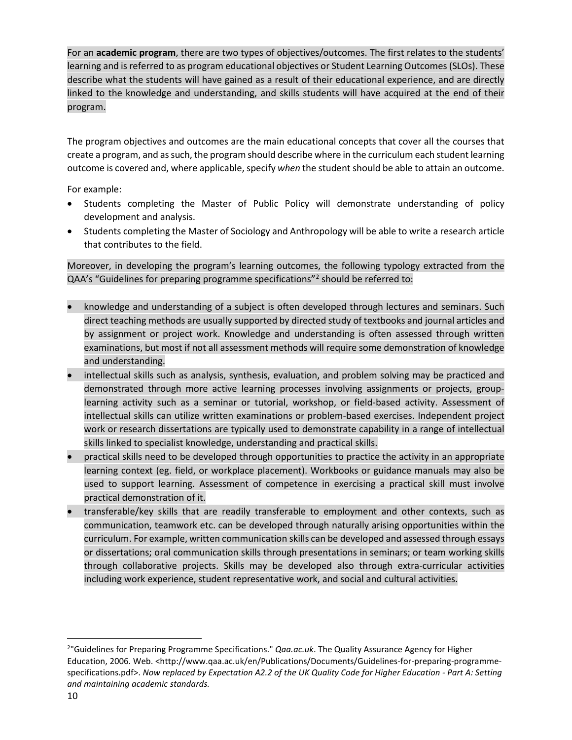For an **academic program**, there are two types of objectives/outcomes. The first relates to the students' learning and is referred to as program educational objectives or Student Learning Outcomes (SLOs). These describe what the students will have gained as a result of their educational experience, and are directly linked to the knowledge and understanding, and skills students will have acquired at the end of their program.

The program objectives and outcomes are the main educational concepts that cover all the courses that create a program, and as such, the program should describe where in the curriculum each student learning outcome is covered and, where applicable, specify *when* the student should be able to attain an outcome.

For example:

- Students completing the Master of Public Policy will demonstrate understanding of policy development and analysis.
- Students completing the Master of Sociology and Anthropology will be able to write a research article that contributes to the field.

Moreover, in developing the program's learning outcomes, the following typology extracted from the QAA's "Guidelines for preparing programme specifications"[2] should be referred to:

- knowledge and understanding of a subject is often developed through lectures and seminars. Such direct teaching methods are usually supported by directed study of textbooks and journal articles and by assignment or project work. Knowledge and understanding is often assessed through written examinations, but most if not all assessment methods will require some demonstration of knowledge and understanding.
- intellectual skills such as analysis, synthesis, evaluation, and problem solving may be practiced and demonstrated through more active learning processes involving assignments or projects, group-learning activity such as a seminar or tutorial, workshop, or field-based activity. Assessment of intellectual skills can utilize written examinations or problem-based exercises. Independent project work or research dissertations are typically used to demonstrate capability in a range of intellectual skills linked to specialist knowledge, understanding and practical skills.
- practical skills need to be developed through opportunities to practice the activity in an appropriate learning context (eg. field, or workplace placement). Workbooks or guidance manuals may also be used to support learning. Assessment of competence in exercising a practical skill must involve practical demonstration of it.
- transferable/key skills that are readily transferable to employment and other contexts, such as communication, teamwork etc. can be developed through naturally arising opportunities within the curriculum. For example, written communication skills can be developed and assessed through essays or dissertations; oral communication skills through presentations in seminars; or team working skills through collaborative projects. Skills may be developed also through extra-curricular activities including work experience, student representative work, and social and cultural activities.

---

[2] "Guidelines for Preparing Programme Specifications." *Qaa.ac.uk*. The Quality Assurance Agency for Higher Education, 2006. Web. <http://www.qaa.ac.uk/en/Publications/Documents/Guidelines-for-preparing-programme-specifications.pdf>. *Now replaced by Expectation A2.2 of the UK Quality Code for Higher Education - Part A: Setting and maintaining academic standards.*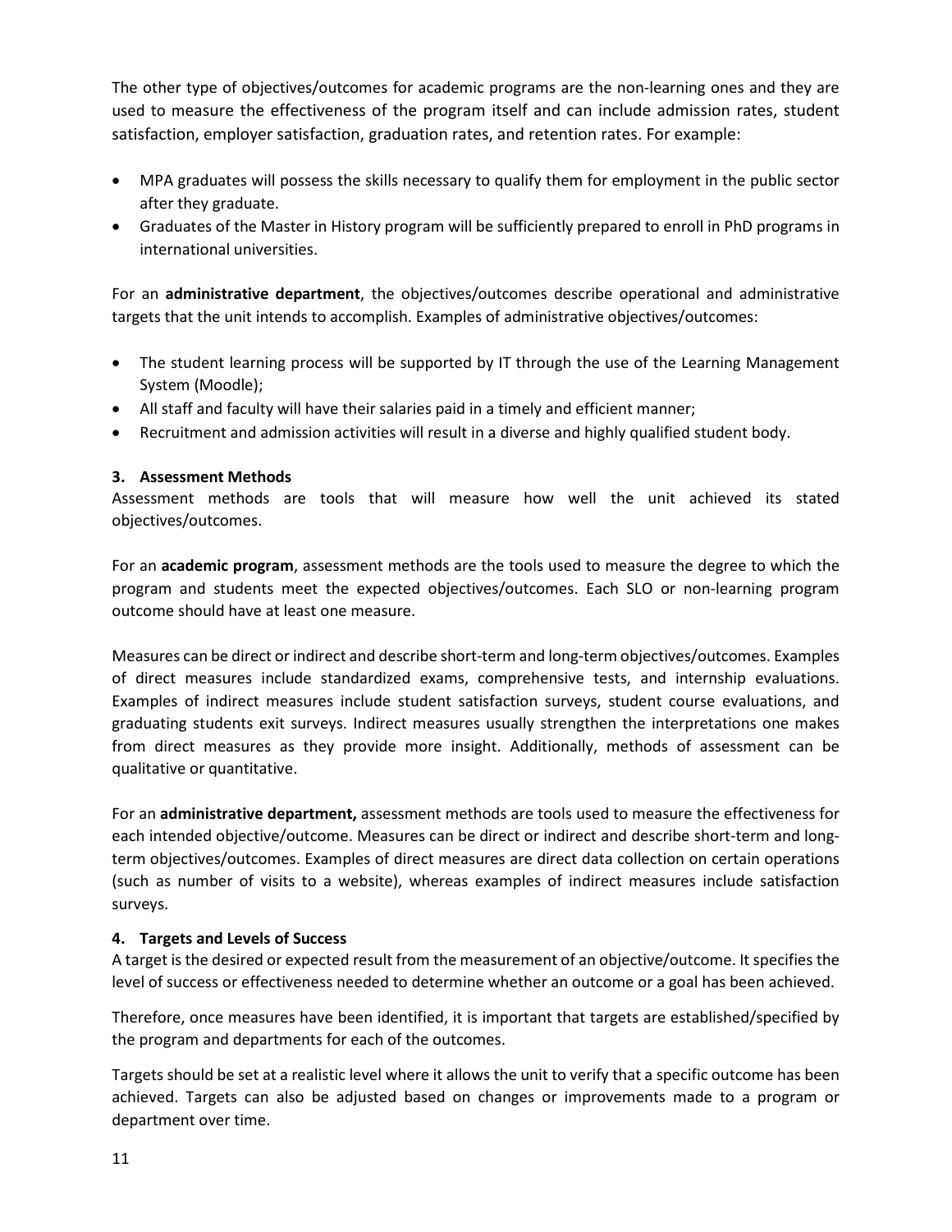The other type of objectives/outcomes for academic programs are the non-learning ones and they are used to measure the effectiveness of the program itself and can include admission rates, student satisfaction, employer satisfaction, graduation rates, and retention rates. For example:

- MPA graduates will possess the skills necessary to qualify them for employment in the public sector after they graduate.
- Graduates of the Master in History program will be sufficiently prepared to enroll in PhD programs in international universities.

For an **administrative department**, the objectives/outcomes describe operational and administrative targets that the unit intends to accomplish. Examples of administrative objectives/outcomes:

- The student learning process will be supported by IT through the use of the Learning Management System (Moodle);
- All staff and faculty will have their salaries paid in a timely and efficient manner;
- Recruitment and admission activities will result in a diverse and highly qualified student body.

### 3. Assessment Methods

Assessment methods are tools that will measure how well the unit achieved its stated objectives/outcomes.

For an **academic program**, assessment methods are the tools used to measure the degree to which the program and students meet the expected objectives/outcomes. Each SLO or non-learning program outcome should have at least one measure.

Measures can be direct or indirect and describe short-term and long-term objectives/outcomes. Examples of direct measures include standardized exams, comprehensive tests, and internship evaluations. Examples of indirect measures include student satisfaction surveys, student course evaluations, and graduating students exit surveys. Indirect measures usually strengthen the interpretations one makes from direct measures as they provide more insight. Additionally, methods of assessment can be qualitative or quantitative.

For an **administrative department,** assessment methods are tools used to measure the effectiveness for each intended objective/outcome. Measures can be direct or indirect and describe short-term and long-term objectives/outcomes. Examples of direct measures are direct data collection on certain operations (such as number of visits to a website), whereas examples of indirect measures include satisfaction surveys.

### 4. Targets and Levels of Success

A target is the desired or expected result from the measurement of an objective/outcome. It specifies the level of success or effectiveness needed to determine whether an outcome or a goal has been achieved.

Therefore, once measures have been identified, it is important that targets are established/specified by the program and departments for each of the outcomes.

Targets should be set at a realistic level where it allows the unit to verify that a specific outcome has been achieved. Targets can also be adjusted based on changes or improvements made to a program or department over time.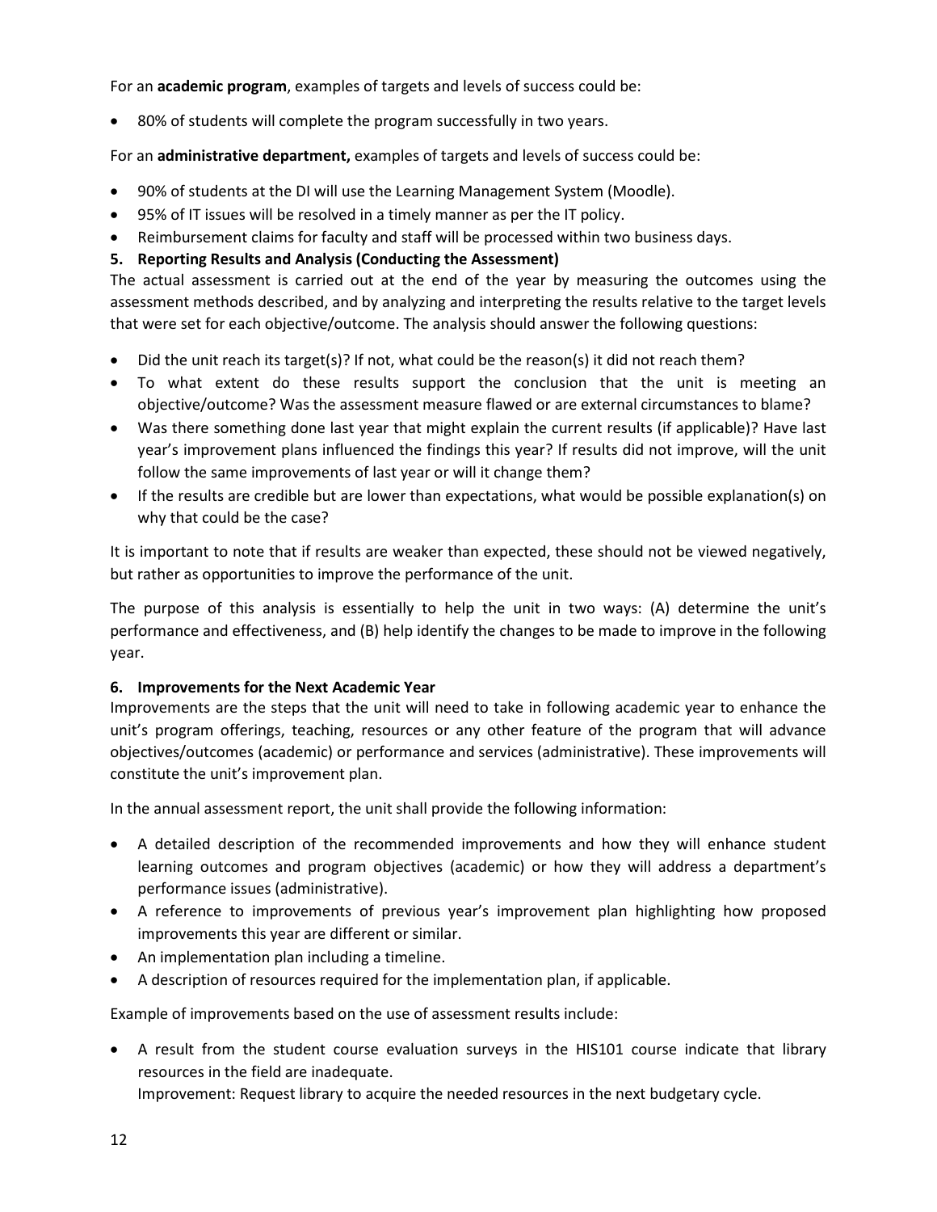For an **academic program**, examples of targets and levels of success could be:

- 80% of students will complete the program successfully in two years.

For an **administrative department,** examples of targets and levels of success could be:

- 90% of students at the DI will use the Learning Management System (Moodle).
- 95% of IT issues will be resolved in a timely manner as per the IT policy.
- Reimbursement claims for faculty and staff will be processed within two business days.

**5. Reporting Results and Analysis (Conducting the Assessment)**

The actual assessment is carried out at the end of the year by measuring the outcomes using the assessment methods described, and by analyzing and interpreting the results relative to the target levels that were set for each objective/outcome. The analysis should answer the following questions:

- Did the unit reach its target(s)? If not, what could be the reason(s) it did not reach them?
- To what extent do these results support the conclusion that the unit is meeting an objective/outcome? Was the assessment measure flawed or are external circumstances to blame?
- Was there something done last year that might explain the current results (if applicable)? Have last year's improvement plans influenced the findings this year? If results did not improve, will the unit follow the same improvements of last year or will it change them?
- If the results are credible but are lower than expectations, what would be possible explanation(s) on why that could be the case?

It is important to note that if results are weaker than expected, these should not be viewed negatively, but rather as opportunities to improve the performance of the unit.

The purpose of this analysis is essentially to help the unit in two ways: (A) determine the unit's performance and effectiveness, and (B) help identify the changes to be made to improve in the following year.

**6. Improvements for the Next Academic Year**

Improvements are the steps that the unit will need to take in following academic year to enhance the unit's program offerings, teaching, resources or any other feature of the program that will advance objectives/outcomes (academic) or performance and services (administrative). These improvements will constitute the unit's improvement plan.

In the annual assessment report, the unit shall provide the following information:

- A detailed description of the recommended improvements and how they will enhance student learning outcomes and program objectives (academic) or how they will address a department's performance issues (administrative).
- A reference to improvements of previous year's improvement plan highlighting how proposed improvements this year are different or similar.
- An implementation plan including a timeline.
- A description of resources required for the implementation plan, if applicable.

Example of improvements based on the use of assessment results include:

- A result from the student course evaluation surveys in the HIS101 course indicate that library resources in the field are inadequate.
  Improvement: Request library to acquire the needed resources in the next budgetary cycle.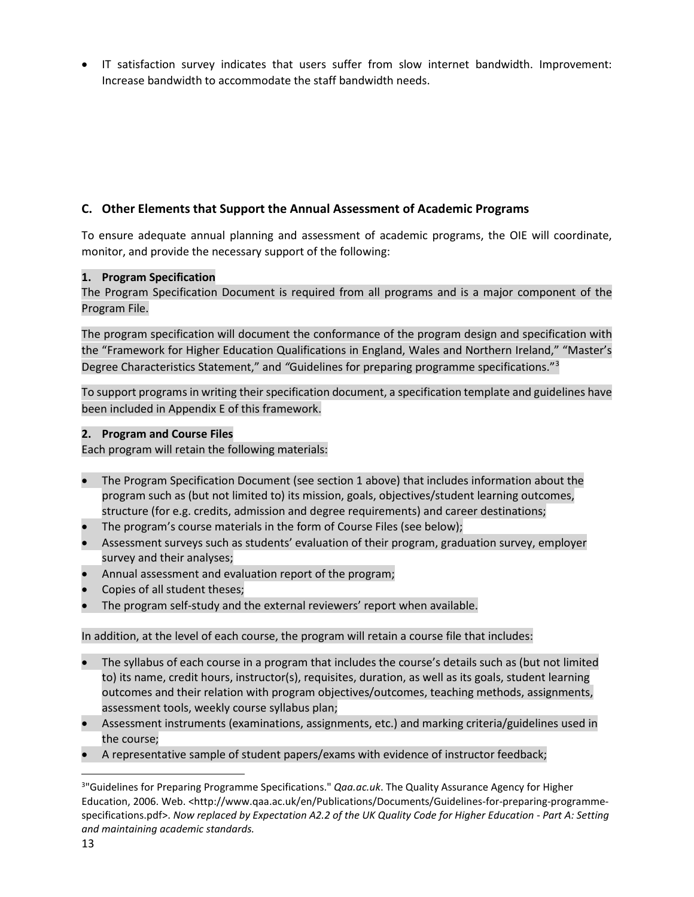- IT satisfaction survey indicates that users suffer from slow internet bandwidth. Improvement: Increase bandwidth to accommodate the staff bandwidth needs.

## C. Other Elements that Support the Annual Assessment of Academic Programs

To ensure adequate annual planning and assessment of academic programs, the OIE will coordinate, monitor, and provide the necessary support of the following:

### 1. Program Specification

The Program Specification Document is required from all programs and is a major component of the Program File.

The program specification will document the conformance of the program design and specification with the "Framework for Higher Education Qualifications in England, Wales and Northern Ireland," "Master's Degree Characteristics Statement," and "Guidelines for preparing programme specifications."[3]

To support programs in writing their specification document, a specification template and guidelines have been included in Appendix E of this framework.

### 2. Program and Course Files

Each program will retain the following materials:

- The Program Specification Document (see section 1 above) that includes information about the program such as (but not limited to) its mission, goals, objectives/student learning outcomes, structure (for e.g. credits, admission and degree requirements) and career destinations;
- The program's course materials in the form of Course Files (see below);
- Assessment surveys such as students' evaluation of their program, graduation survey, employer survey and their analyses;
- Annual assessment and evaluation report of the program;
- Copies of all student theses;
- The program self-study and the external reviewers' report when available.

In addition, at the level of each course, the program will retain a course file that includes:

- The syllabus of each course in a program that includes the course's details such as (but not limited to) its name, credit hours, instructor(s), requisites, duration, as well as its goals, student learning outcomes and their relation with program objectives/outcomes, teaching methods, assignments, assessment tools, weekly course syllabus plan;
- Assessment instruments (examinations, assignments, etc.) and marking criteria/guidelines used in the course;
- A representative sample of student papers/exams with evidence of instructor feedback;

[3] "Guidelines for Preparing Programme Specifications." *Qaa.ac.uk*. The Quality Assurance Agency for Higher Education, 2006. Web. <http://www.qaa.ac.uk/en/Publications/Documents/Guidelines-for-preparing-programme-specifications.pdf>. *Now replaced by Expectation A2.2 of the UK Quality Code for Higher Education - Part A: Setting and maintaining academic standards.*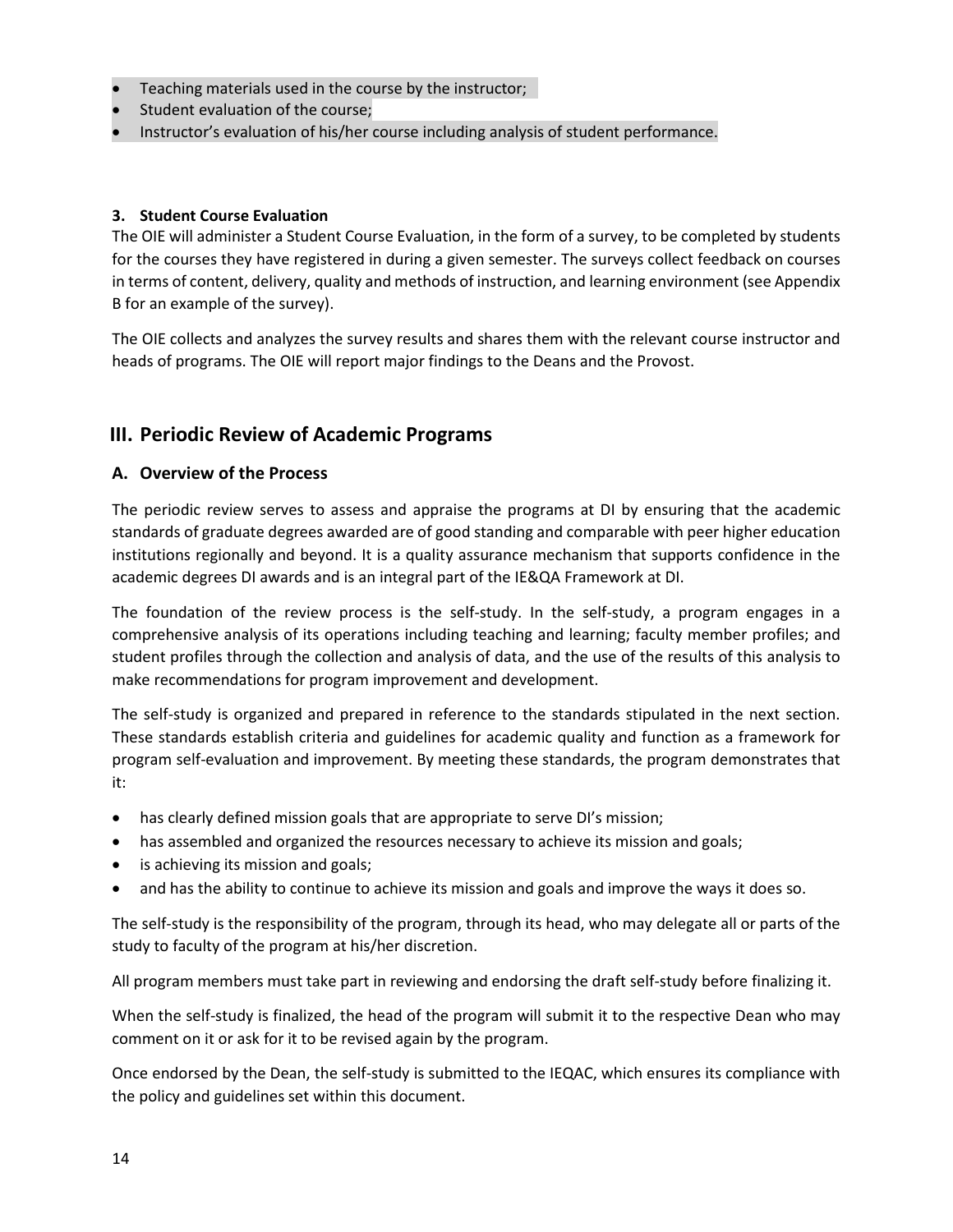- Teaching materials used in the course by the instructor;
- Student evaluation of the course;
- Instructor's evaluation of his/her course including analysis of student performance.

#### 3. Student Course Evaluation

The OIE will administer a Student Course Evaluation, in the form of a survey, to be completed by students for the courses they have registered in during a given semester. The surveys collect feedback on courses in terms of content, delivery, quality and methods of instruction, and learning environment (see Appendix B for an example of the survey).

The OIE collects and analyzes the survey results and shares them with the relevant course instructor and heads of programs. The OIE will report major findings to the Deans and the Provost.

## III. Periodic Review of Academic Programs

### A. Overview of the Process

The periodic review serves to assess and appraise the programs at DI by ensuring that the academic standards of graduate degrees awarded are of good standing and comparable with peer higher education institutions regionally and beyond. It is a quality assurance mechanism that supports confidence in the academic degrees DI awards and is an integral part of the IE&QA Framework at DI.

The foundation of the review process is the self-study. In the self-study, a program engages in a comprehensive analysis of its operations including teaching and learning; faculty member profiles; and student profiles through the collection and analysis of data, and the use of the results of this analysis to make recommendations for program improvement and development.

The self-study is organized and prepared in reference to the standards stipulated in the next section. These standards establish criteria and guidelines for academic quality and function as a framework for program self-evaluation and improvement. By meeting these standards, the program demonstrates that it:

- has clearly defined mission goals that are appropriate to serve DI's mission;
- has assembled and organized the resources necessary to achieve its mission and goals;
- is achieving its mission and goals;
- and has the ability to continue to achieve its mission and goals and improve the ways it does so.

The self-study is the responsibility of the program, through its head, who may delegate all or parts of the study to faculty of the program at his/her discretion.

All program members must take part in reviewing and endorsing the draft self-study before finalizing it.

When the self-study is finalized, the head of the program will submit it to the respective Dean who may comment on it or ask for it to be revised again by the program.

Once endorsed by the Dean, the self-study is submitted to the IEQAC, which ensures its compliance with the policy and guidelines set within this document.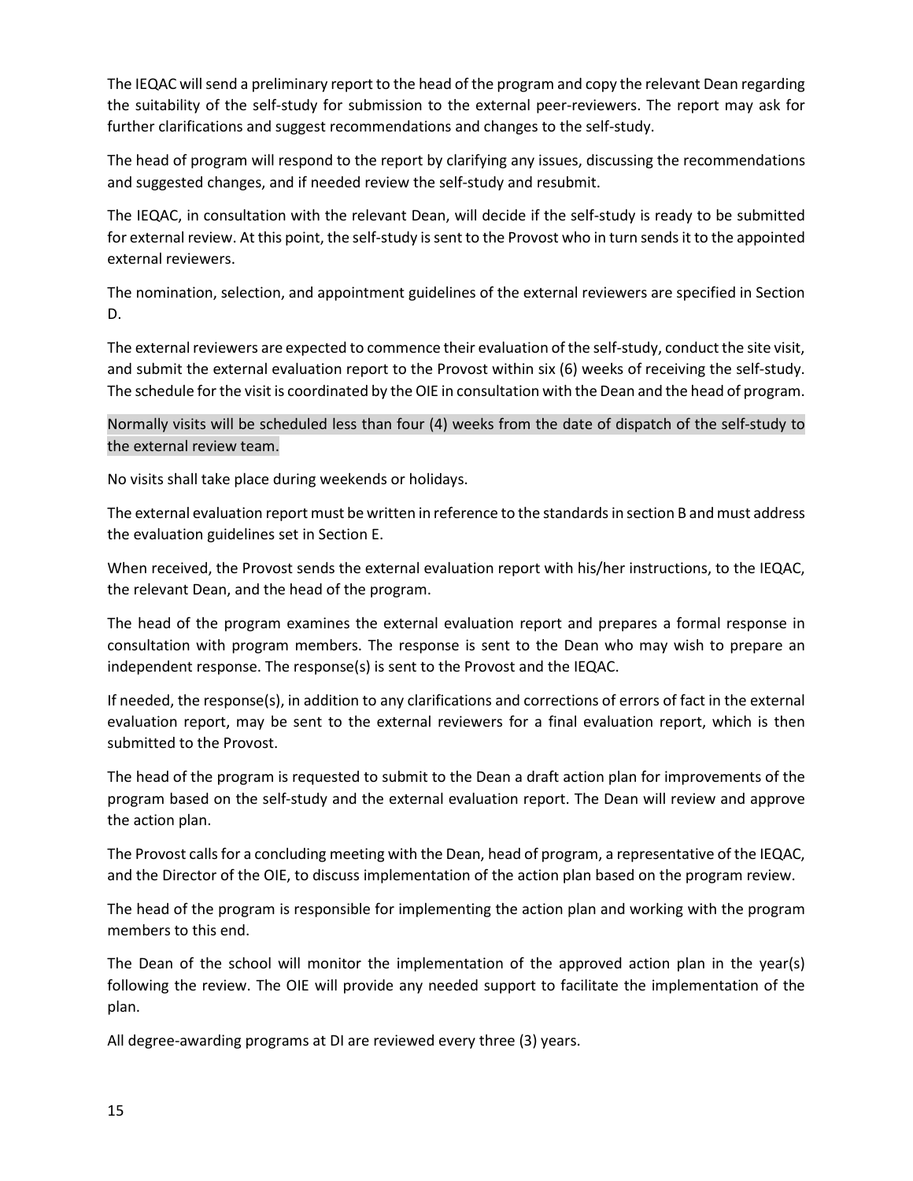The IEQAC will send a preliminary report to the head of the program and copy the relevant Dean regarding the suitability of the self-study for submission to the external peer-reviewers. The report may ask for further clarifications and suggest recommendations and changes to the self-study.

The head of program will respond to the report by clarifying any issues, discussing the recommendations and suggested changes, and if needed review the self-study and resubmit.

The IEQAC, in consultation with the relevant Dean, will decide if the self-study is ready to be submitted for external review. At this point, the self-study is sent to the Provost who in turn sends it to the appointed external reviewers.

The nomination, selection, and appointment guidelines of the external reviewers are specified in Section D.

The external reviewers are expected to commence their evaluation of the self-study, conduct the site visit, and submit the external evaluation report to the Provost within six (6) weeks of receiving the self-study. The schedule for the visit is coordinated by the OIE in consultation with the Dean and the head of program.

Normally visits will be scheduled less than four (4) weeks from the date of dispatch of the self-study to the external review team.

No visits shall take place during weekends or holidays.

The external evaluation report must be written in reference to the standards in section B and must address the evaluation guidelines set in Section E.

When received, the Provost sends the external evaluation report with his/her instructions, to the IEQAC, the relevant Dean, and the head of the program.

The head of the program examines the external evaluation report and prepares a formal response in consultation with program members. The response is sent to the Dean who may wish to prepare an independent response. The response(s) is sent to the Provost and the IEQAC.

If needed, the response(s), in addition to any clarifications and corrections of errors of fact in the external evaluation report, may be sent to the external reviewers for a final evaluation report, which is then submitted to the Provost.

The head of the program is requested to submit to the Dean a draft action plan for improvements of the program based on the self-study and the external evaluation report. The Dean will review and approve the action plan.

The Provost calls for a concluding meeting with the Dean, head of program, a representative of the IEQAC, and the Director of the OIE, to discuss implementation of the action plan based on the program review.

The head of the program is responsible for implementing the action plan and working with the program members to this end.

The Dean of the school will monitor the implementation of the approved action plan in the year(s) following the review. The OIE will provide any needed support to facilitate the implementation of the plan.

All degree-awarding programs at DI are reviewed every three (3) years.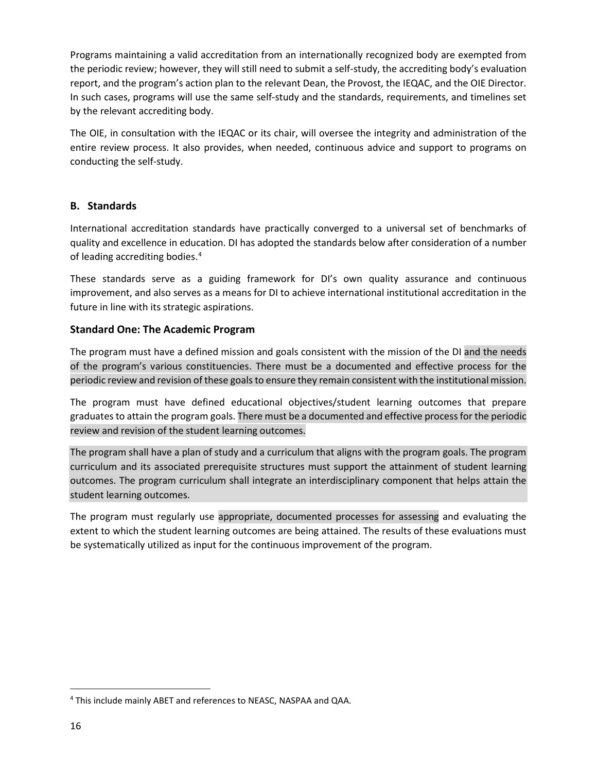Programs maintaining a valid accreditation from an internationally recognized body are exempted from the periodic review; however, they will still need to submit a self-study, the accrediting body's evaluation report, and the program's action plan to the relevant Dean, the Provost, the IEQAC, and the OIE Director. In such cases, programs will use the same self-study and the standards, requirements, and timelines set by the relevant accrediting body.

The OIE, in consultation with the IEQAC or its chair, will oversee the integrity and administration of the entire review process. It also provides, when needed, continuous advice and support to programs on conducting the self-study.

## B. Standards

International accreditation standards have practically converged to a universal set of benchmarks of quality and excellence in education. DI has adopted the standards below after consideration of a number of leading accrediting bodies.[4]

These standards serve as a guiding framework for DI's own quality assurance and continuous improvement, and also serves as a means for DI to achieve international institutional accreditation in the future in line with its strategic aspirations.

### Standard One: The Academic Program

The program must have a defined mission and goals consistent with the mission of the DI and the needs of the program's various constituencies. There must be a documented and effective process for the periodic review and revision of these goals to ensure they remain consistent with the institutional mission.

The program must have defined educational objectives/student learning outcomes that prepare graduates to attain the program goals. There must be a documented and effective process for the periodic review and revision of the student learning outcomes.

The program shall have a plan of study and a curriculum that aligns with the program goals. The program curriculum and its associated prerequisite structures must support the attainment of student learning outcomes. The program curriculum shall integrate an interdisciplinary component that helps attain the student learning outcomes.

The program must regularly use appropriate, documented processes for assessing and evaluating the extent to which the student learning outcomes are being attained. The results of these evaluations must be systematically utilized as input for the continuous improvement of the program.

---

[4] This include mainly ABET and references to NEASC, NASPAA and QAA.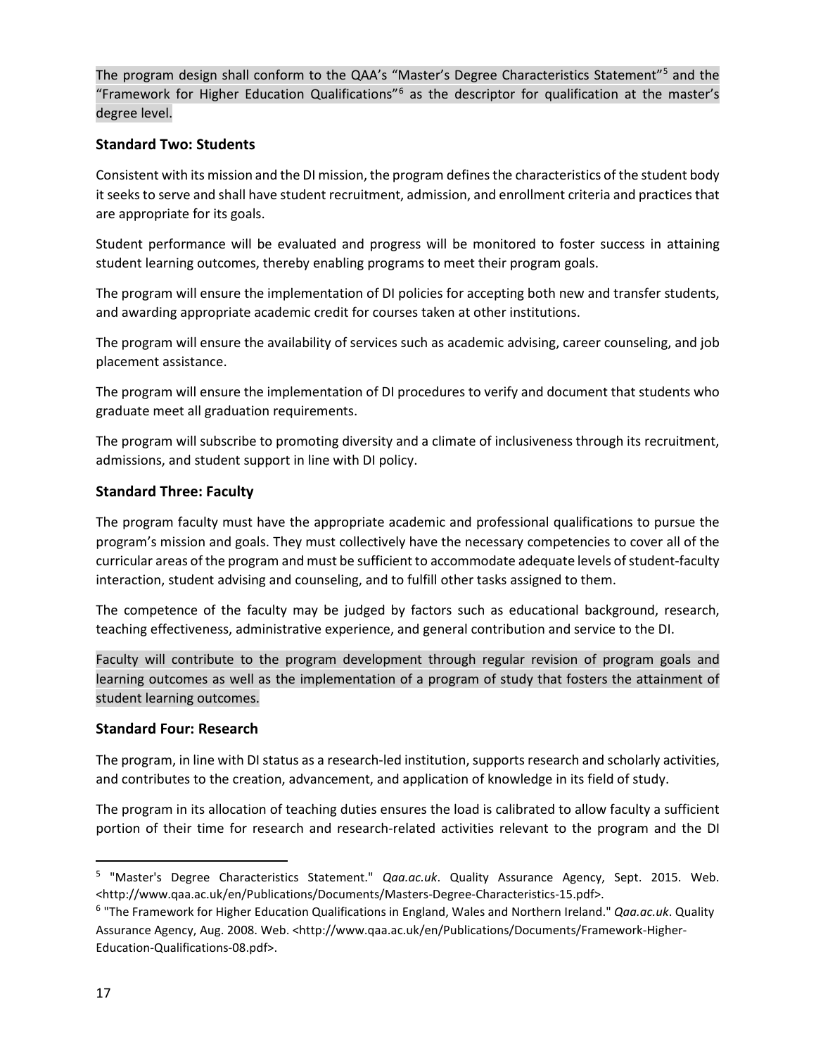The program design shall conform to the QAA's "Master's Degree Characteristics Statement"[5] and the "Framework for Higher Education Qualifications"[6] as the descriptor for qualification at the master's degree level.

### Standard Two: Students

Consistent with its mission and the DI mission, the program defines the characteristics of the student body it seeks to serve and shall have student recruitment, admission, and enrollment criteria and practices that are appropriate for its goals.

Student performance will be evaluated and progress will be monitored to foster success in attaining student learning outcomes, thereby enabling programs to meet their program goals.

The program will ensure the implementation of DI policies for accepting both new and transfer students, and awarding appropriate academic credit for courses taken at other institutions.

The program will ensure the availability of services such as academic advising, career counseling, and job placement assistance.

The program will ensure the implementation of DI procedures to verify and document that students who graduate meet all graduation requirements.

The program will subscribe to promoting diversity and a climate of inclusiveness through its recruitment, admissions, and student support in line with DI policy.

### Standard Three: Faculty

The program faculty must have the appropriate academic and professional qualifications to pursue the program's mission and goals. They must collectively have the necessary competencies to cover all of the curricular areas of the program and must be sufficient to accommodate adequate levels of student-faculty interaction, student advising and counseling, and to fulfill other tasks assigned to them.

The competence of the faculty may be judged by factors such as educational background, research, teaching effectiveness, administrative experience, and general contribution and service to the DI.

Faculty will contribute to the program development through regular revision of program goals and learning outcomes as well as the implementation of a program of study that fosters the attainment of student learning outcomes.

### Standard Four: Research

The program, in line with DI status as a research-led institution, supports research and scholarly activities, and contributes to the creation, advancement, and application of knowledge in its field of study.

The program in its allocation of teaching duties ensures the load is calibrated to allow faculty a sufficient portion of their time for research and research-related activities relevant to the program and the DI

---

[5] "Master's Degree Characteristics Statement." *Qaa.ac.uk*. Quality Assurance Agency, Sept. 2015. Web. <http://www.qaa.ac.uk/en/Publications/Documents/Masters-Degree-Characteristics-15.pdf>.

[6] "The Framework for Higher Education Qualifications in England, Wales and Northern Ireland." *Qaa.ac.uk*. Quality Assurance Agency, Aug. 2008. Web. <http://www.qaa.ac.uk/en/Publications/Documents/Framework-Higher-Education-Qualifications-08.pdf>.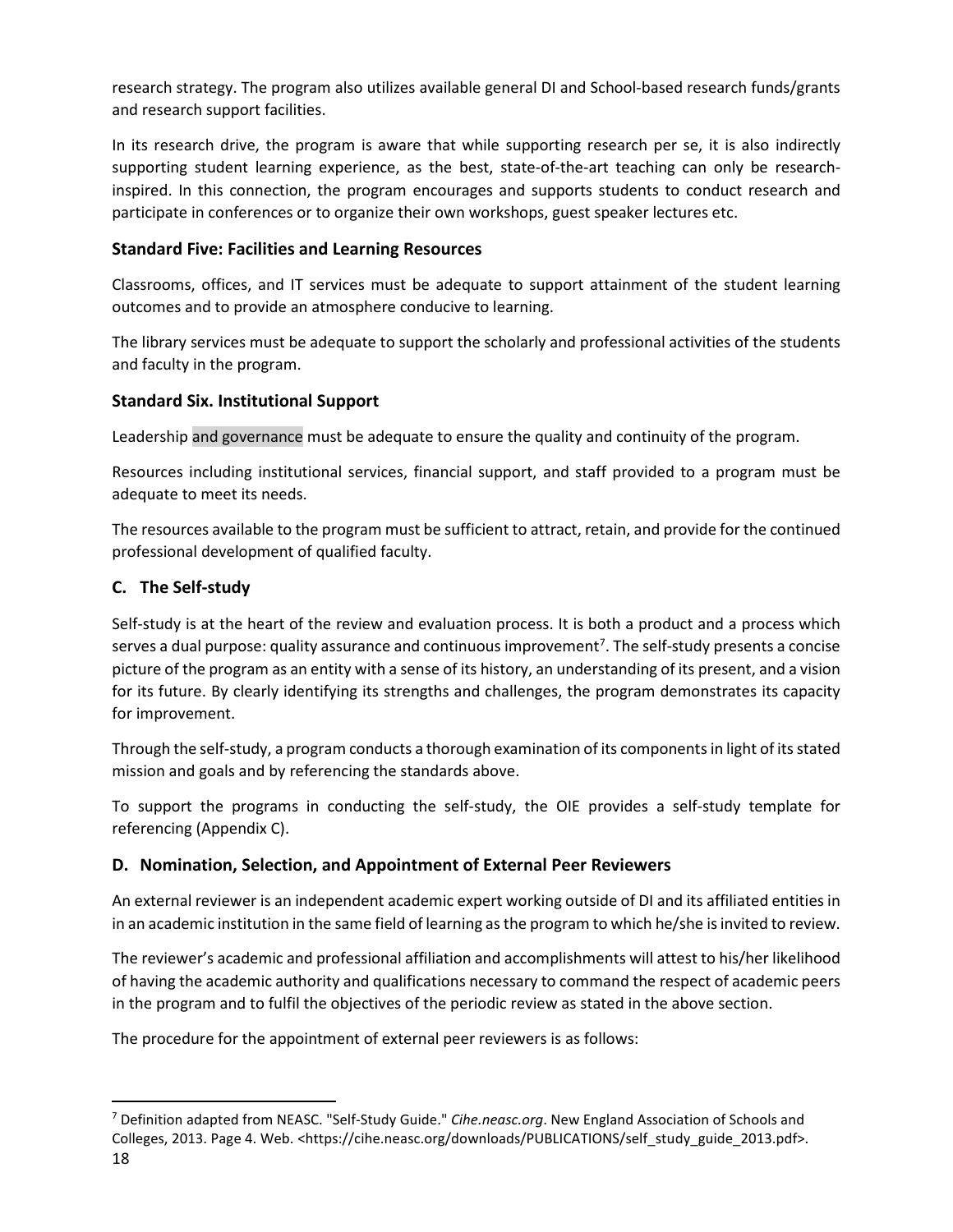research strategy. The program also utilizes available general DI and School-based research funds/grants and research support facilities.

In its research drive, the program is aware that while supporting research per se, it is also indirectly supporting student learning experience, as the best, state-of-the-art teaching can only be research-inspired. In this connection, the program encourages and supports students to conduct research and participate in conferences or to organize their own workshops, guest speaker lectures etc.

### Standard Five: Facilities and Learning Resources

Classrooms, offices, and IT services must be adequate to support attainment of the student learning outcomes and to provide an atmosphere conducive to learning.

The library services must be adequate to support the scholarly and professional activities of the students and faculty in the program.

### Standard Six. Institutional Support

Leadership and governance must be adequate to ensure the quality and continuity of the program.

Resources including institutional services, financial support, and staff provided to a program must be adequate to meet its needs.

The resources available to the program must be sufficient to attract, retain, and provide for the continued professional development of qualified faculty.

## C. The Self-study

Self-study is at the heart of the review and evaluation process. It is both a product and a process which serves a dual purpose: quality assurance and continuous improvement[7]. The self-study presents a concise picture of the program as an entity with a sense of its history, an understanding of its present, and a vision for its future. By clearly identifying its strengths and challenges, the program demonstrates its capacity for improvement.

Through the self-study, a program conducts a thorough examination of its components in light of its stated mission and goals and by referencing the standards above.

To support the programs in conducting the self-study, the OIE provides a self-study template for referencing (Appendix C).

## D. Nomination, Selection, and Appointment of External Peer Reviewers

An external reviewer is an independent academic expert working outside of DI and its affiliated entities in in an academic institution in the same field of learning as the program to which he/she is invited to review.

The reviewer's academic and professional affiliation and accomplishments will attest to his/her likelihood of having the academic authority and qualifications necessary to command the respect of academic peers in the program and to fulfil the objectives of the periodic review as stated in the above section.

The procedure for the appointment of external peer reviewers is as follows:

---

[7] Definition adapted from NEASC. "Self-Study Guide." *Cihe.neasc.org*. New England Association of Schools and Colleges, 2013. Page 4. Web. <https://cihe.neasc.org/downloads/PUBLICATIONS/self_study_guide_2013.pdf>.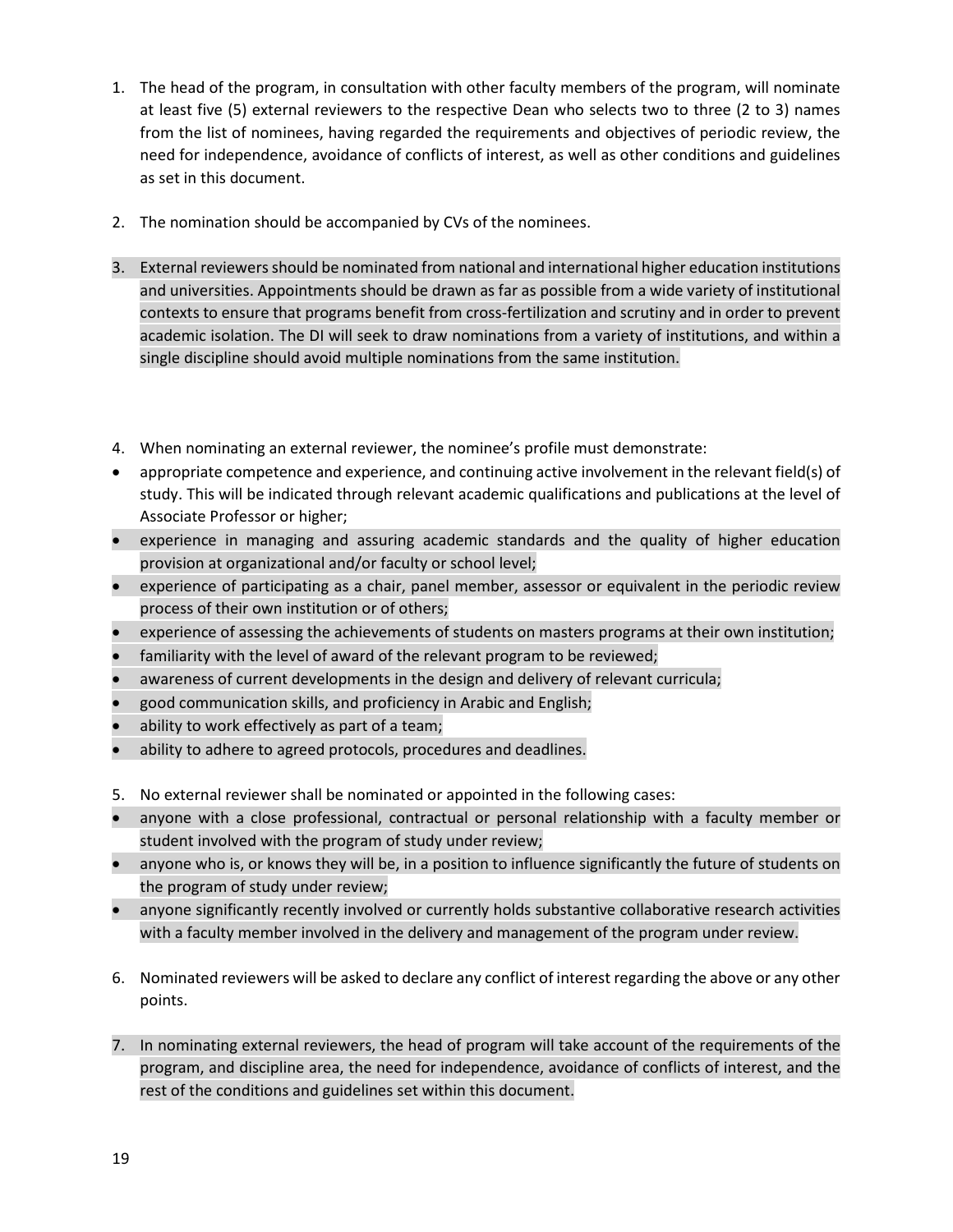1. The head of the program, in consultation with other faculty members of the program, will nominate at least five (5) external reviewers to the respective Dean who selects two to three (2 to 3) names from the list of nominees, having regarded the requirements and objectives of periodic review, the need for independence, avoidance of conflicts of interest, as well as other conditions and guidelines as set in this document.

2. The nomination should be accompanied by CVs of the nominees.

3. External reviewers should be nominated from national and international higher education institutions and universities. Appointments should be drawn as far as possible from a wide variety of institutional contexts to ensure that programs benefit from cross-fertilization and scrutiny and in order to prevent academic isolation. The DI will seek to draw nominations from a variety of institutions, and within a single discipline should avoid multiple nominations from the same institution.

4. When nominating an external reviewer, the nominee's profile must demonstrate:

- appropriate competence and experience, and continuing active involvement in the relevant field(s) of study. This will be indicated through relevant academic qualifications and publications at the level of Associate Professor or higher;
- experience in managing and assuring academic standards and the quality of higher education provision at organizational and/or faculty or school level;
- experience of participating as a chair, panel member, assessor or equivalent in the periodic review process of their own institution or of others;
- experience of assessing the achievements of students on masters programs at their own institution;
- familiarity with the level of award of the relevant program to be reviewed;
- awareness of current developments in the design and delivery of relevant curricula;
- good communication skills, and proficiency in Arabic and English;
- ability to work effectively as part of a team;
- ability to adhere to agreed protocols, procedures and deadlines.

5. No external reviewer shall be nominated or appointed in the following cases:

- anyone with a close professional, contractual or personal relationship with a faculty member or student involved with the program of study under review;
- anyone who is, or knows they will be, in a position to influence significantly the future of students on the program of study under review;
- anyone significantly recently involved or currently holds substantive collaborative research activities with a faculty member involved in the delivery and management of the program under review.

6. Nominated reviewers will be asked to declare any conflict of interest regarding the above or any other points.

7. In nominating external reviewers, the head of program will take account of the requirements of the program, and discipline area, the need for independence, avoidance of conflicts of interest, and the rest of the conditions and guidelines set within this document.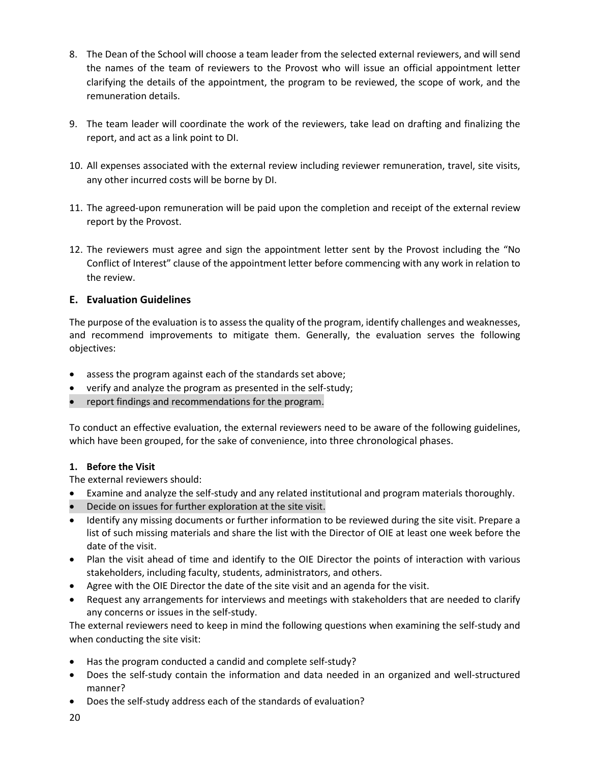8. The Dean of the School will choose a team leader from the selected external reviewers, and will send the names of the team of reviewers to the Provost who will issue an official appointment letter clarifying the details of the appointment, the program to be reviewed, the scope of work, and the remuneration details.

9. The team leader will coordinate the work of the reviewers, take lead on drafting and finalizing the report, and act as a link point to DI.

10. All expenses associated with the external review including reviewer remuneration, travel, site visits, any other incurred costs will be borne by DI.

11. The agreed-upon remuneration will be paid upon the completion and receipt of the external review report by the Provost.

12. The reviewers must agree and sign the appointment letter sent by the Provost including the "No Conflict of Interest" clause of the appointment letter before commencing with any work in relation to the review.

### E. Evaluation Guidelines

The purpose of the evaluation is to assess the quality of the program, identify challenges and weaknesses, and recommend improvements to mitigate them. Generally, the evaluation serves the following objectives:

- assess the program against each of the standards set above;
- verify and analyze the program as presented in the self-study;
- report findings and recommendations for the program.

To conduct an effective evaluation, the external reviewers need to be aware of the following guidelines, which have been grouped, for the sake of convenience, into three chronological phases.

#### 1. Before the Visit

The external reviewers should:

- Examine and analyze the self-study and any related institutional and program materials thoroughly.
- Decide on issues for further exploration at the site visit.
- Identify any missing documents or further information to be reviewed during the site visit. Prepare a list of such missing materials and share the list with the Director of OIE at least one week before the date of the visit.
- Plan the visit ahead of time and identify to the OIE Director the points of interaction with various stakeholders, including faculty, students, administrators, and others.
- Agree with the OIE Director the date of the site visit and an agenda for the visit.
- Request any arrangements for interviews and meetings with stakeholders that are needed to clarify any concerns or issues in the self-study.

The external reviewers need to keep in mind the following questions when examining the self-study and when conducting the site visit:

- Has the program conducted a candid and complete self-study?
- Does the self-study contain the information and data needed in an organized and well-structured manner?
- Does the self-study address each of the standards of evaluation?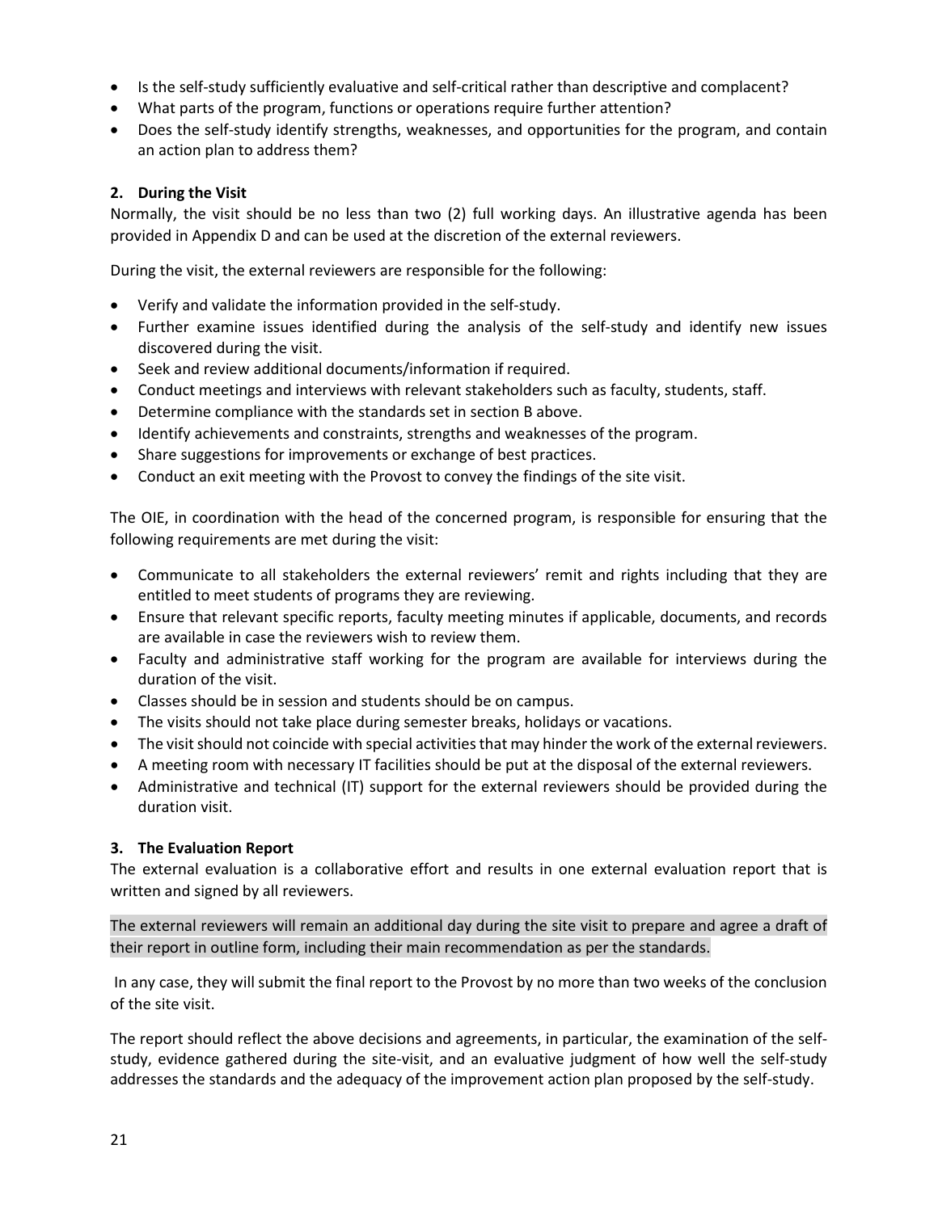- Is the self-study sufficiently evaluative and self-critical rather than descriptive and complacent?
- What parts of the program, functions or operations require further attention?
- Does the self-study identify strengths, weaknesses, and opportunities for the program, and contain an action plan to address them?

**2. During the Visit**

Normally, the visit should be no less than two (2) full working days. An illustrative agenda has been provided in Appendix D and can be used at the discretion of the external reviewers.

During the visit, the external reviewers are responsible for the following:

- Verify and validate the information provided in the self-study.
- Further examine issues identified during the analysis of the self-study and identify new issues discovered during the visit.
- Seek and review additional documents/information if required.
- Conduct meetings and interviews with relevant stakeholders such as faculty, students, staff.
- Determine compliance with the standards set in section B above.
- Identify achievements and constraints, strengths and weaknesses of the program.
- Share suggestions for improvements or exchange of best practices.
- Conduct an exit meeting with the Provost to convey the findings of the site visit.

The OIE, in coordination with the head of the concerned program, is responsible for ensuring that the following requirements are met during the visit:

- Communicate to all stakeholders the external reviewers' remit and rights including that they are entitled to meet students of programs they are reviewing.
- Ensure that relevant specific reports, faculty meeting minutes if applicable, documents, and records are available in case the reviewers wish to review them.
- Faculty and administrative staff working for the program are available for interviews during the duration of the visit.
- Classes should be in session and students should be on campus.
- The visits should not take place during semester breaks, holidays or vacations.
- The visit should not coincide with special activities that may hinder the work of the external reviewers.
- A meeting room with necessary IT facilities should be put at the disposal of the external reviewers.
- Administrative and technical (IT) support for the external reviewers should be provided during the duration visit.

**3. The Evaluation Report**

The external evaluation is a collaborative effort and results in one external evaluation report that is written and signed by all reviewers.

The external reviewers will remain an additional day during the site visit to prepare and agree a draft of their report in outline form, including their main recommendation as per the standards.

In any case, they will submit the final report to the Provost by no more than two weeks of the conclusion of the site visit.

The report should reflect the above decisions and agreements, in particular, the examination of the self-study, evidence gathered during the site-visit, and an evaluative judgment of how well the self-study addresses the standards and the adequacy of the improvement action plan proposed by the self-study.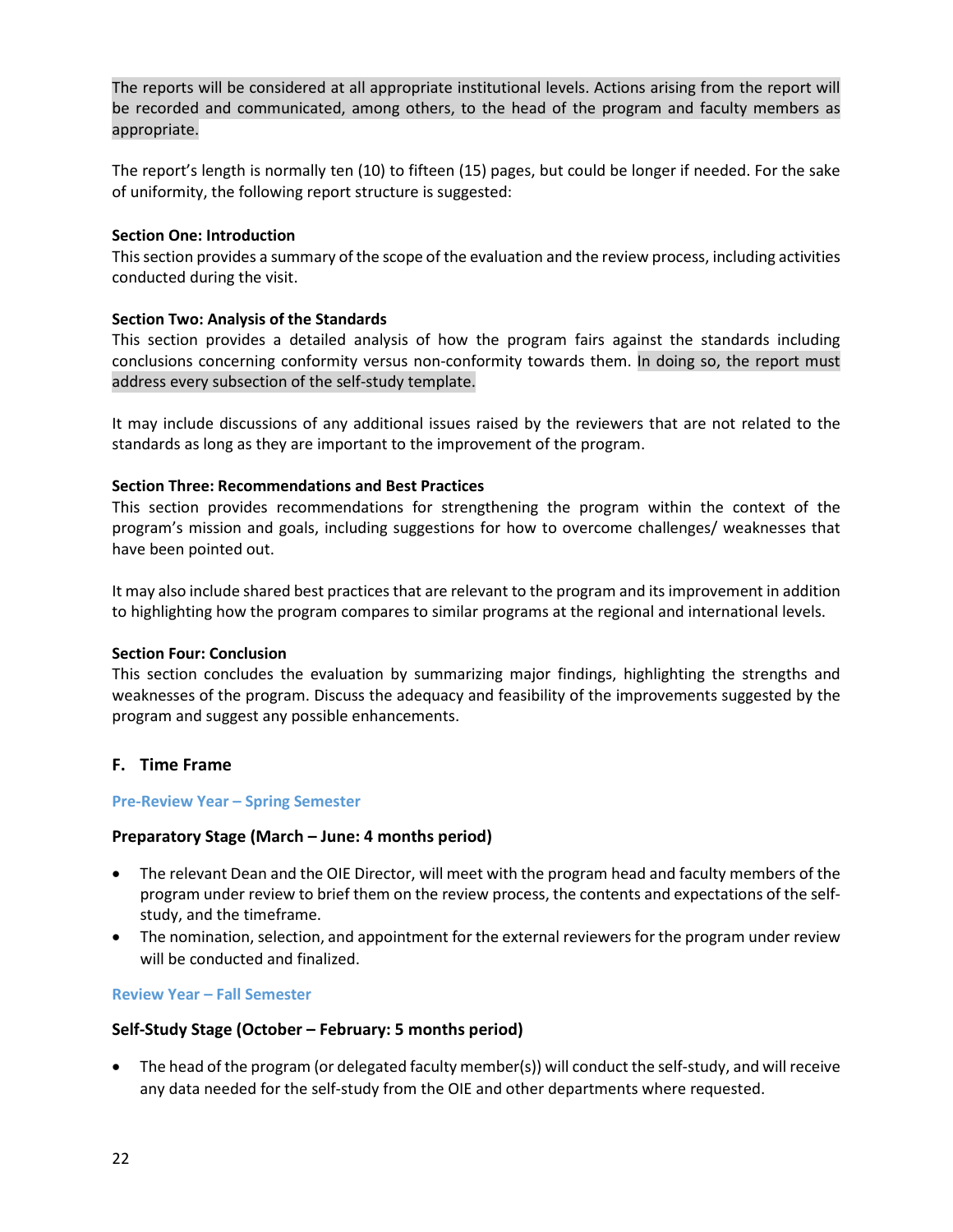The reports will be considered at all appropriate institutional levels. Actions arising from the report will be recorded and communicated, among others, to the head of the program and faculty members as appropriate.

The report's length is normally ten (10) to fifteen (15) pages, but could be longer if needed. For the sake of uniformity, the following report structure is suggested:

**Section One: Introduction**
This section provides a summary of the scope of the evaluation and the review process, including activities conducted during the visit.

**Section Two: Analysis of the Standards**
This section provides a detailed analysis of how the program fairs against the standards including conclusions concerning conformity versus non-conformity towards them. In doing so, the report must address every subsection of the self-study template.

It may include discussions of any additional issues raised by the reviewers that are not related to the standards as long as they are important to the improvement of the program.

**Section Three: Recommendations and Best Practices**
This section provides recommendations for strengthening the program within the context of the program's mission and goals, including suggestions for how to overcome challenges/ weaknesses that have been pointed out.

It may also include shared best practices that are relevant to the program and its improvement in addition to highlighting how the program compares to similar programs at the regional and international levels.

**Section Four: Conclusion**
This section concludes the evaluation by summarizing major findings, highlighting the strengths and weaknesses of the program. Discuss the adequacy and feasibility of the improvements suggested by the program and suggest any possible enhancements.

## F. Time Frame

### Pre-Review Year – Spring Semester

**Preparatory Stage (March – June: 4 months period)**

- The relevant Dean and the OIE Director, will meet with the program head and faculty members of the program under review to brief them on the review process, the contents and expectations of the self-study, and the timeframe.
- The nomination, selection, and appointment for the external reviewers for the program under review will be conducted and finalized.

### Review Year – Fall Semester

**Self-Study Stage (October – February: 5 months period)**

- The head of the program (or delegated faculty member(s)) will conduct the self-study, and will receive any data needed for the self-study from the OIE and other departments where requested.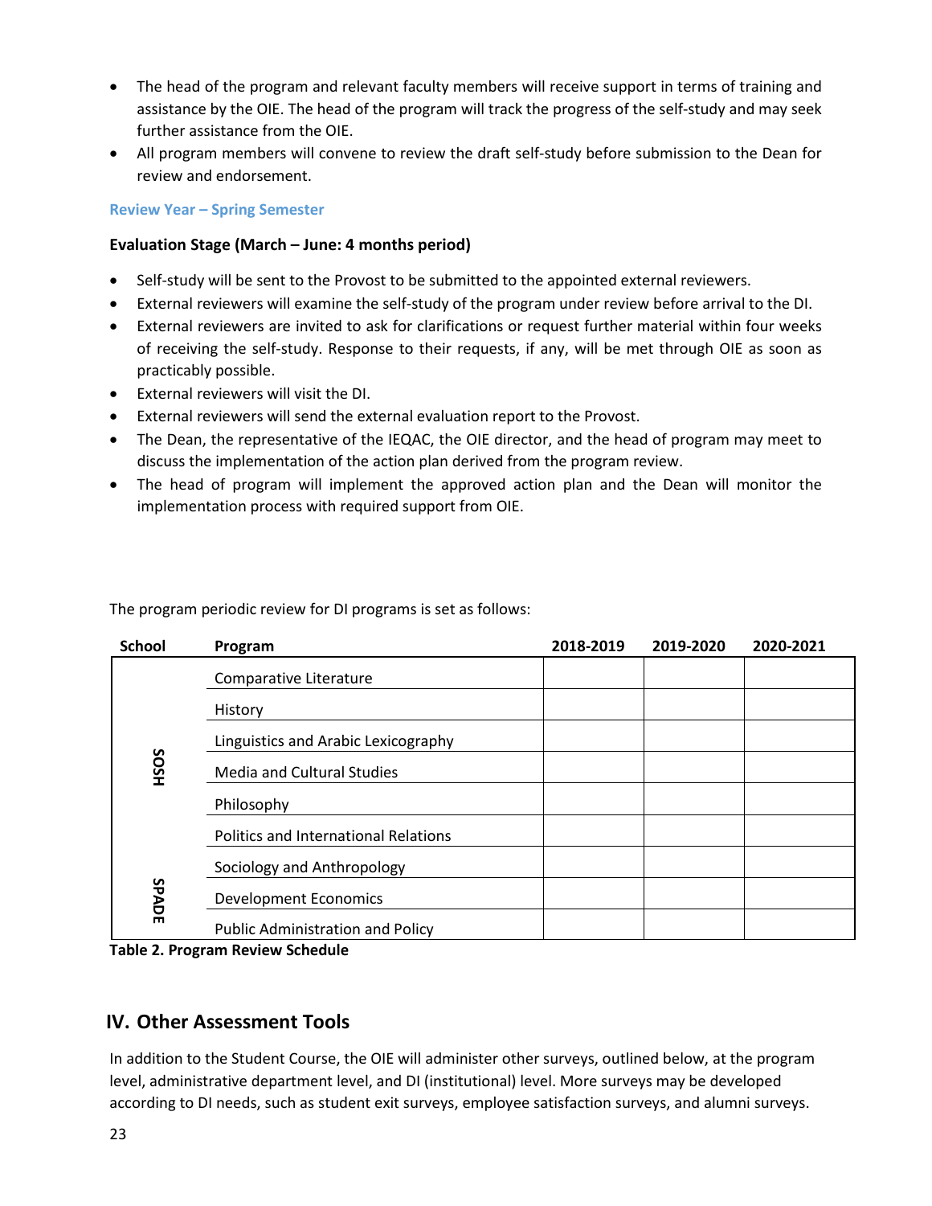- The head of the program and relevant faculty members will receive support in terms of training and assistance by the OIE. The head of the program will track the progress of the self-study and may seek further assistance from the OIE.
- All program members will convene to review the draft self-study before submission to the Dean for review and endorsement.

### Review Year – Spring Semester

**Evaluation Stage (March – June: 4 months period)**

- Self-study will be sent to the Provost to be submitted to the appointed external reviewers.
- External reviewers will examine the self-study of the program under review before arrival to the DI.
- External reviewers are invited to ask for clarifications or request further material within four weeks of receiving the self-study. Response to their requests, if any, will be met through OIE as soon as practicably possible.
- External reviewers will visit the DI.
- External reviewers will send the external evaluation report to the Provost.
- The Dean, the representative of the IEQAC, the OIE director, and the head of program may meet to discuss the implementation of the action plan derived from the program review.
- The head of program will implement the approved action plan and the Dean will monitor the implementation process with required support from OIE.

The program periodic review for DI programs is set as follows:

| School | Program | 2018-2019 | 2019-2020 | 2020-2021 |
|---|---|---|---|---|
| SOSH | Comparative Literature | | | |
| | History | | | |
| | Linguistics and Arabic Lexicography | | | |
| | Media and Cultural Studies | | | |
| | Philosophy | | | |
| | Politics and International Relations | | | |
| | Sociology and Anthropology | | | |
| SPADE | Development Economics | | | |
| | Public Administration and Policy | | | |

**Table 2. Program Review Schedule**

## IV. Other Assessment Tools

In addition to the Student Course, the OIE will administer other surveys, outlined below, at the program level, administrative department level, and DI (institutional) level. More surveys may be developed according to DI needs, such as student exit surveys, employee satisfaction surveys, and alumni surveys.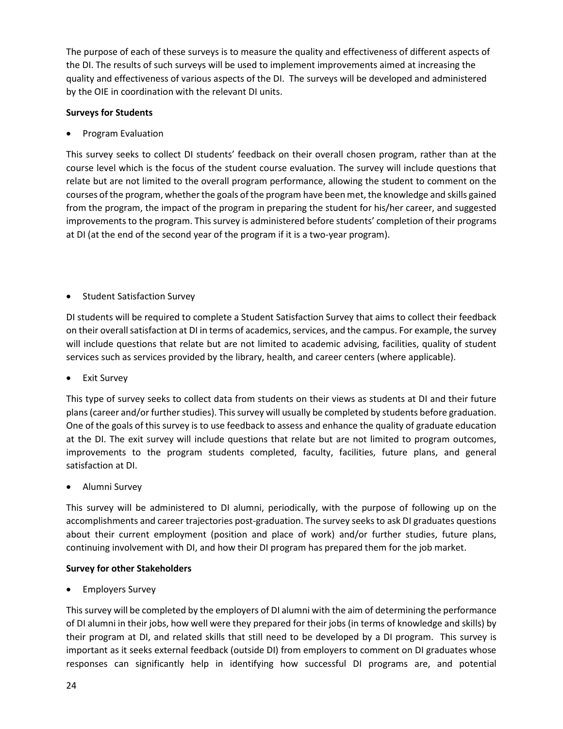The purpose of each of these surveys is to measure the quality and effectiveness of different aspects of the DI. The results of such surveys will be used to implement improvements aimed at increasing the quality and effectiveness of various aspects of the DI. The surveys will be developed and administered by the OIE in coordination with the relevant DI units.

**Surveys for Students**

- Program Evaluation

This survey seeks to collect DI students' feedback on their overall chosen program, rather than at the course level which is the focus of the student course evaluation. The survey will include questions that relate but are not limited to the overall program performance, allowing the student to comment on the courses of the program, whether the goals of the program have been met, the knowledge and skills gained from the program, the impact of the program in preparing the student for his/her career, and suggested improvements to the program. This survey is administered before students' completion of their programs at DI (at the end of the second year of the program if it is a two-year program).

- Student Satisfaction Survey

DI students will be required to complete a Student Satisfaction Survey that aims to collect their feedback on their overall satisfaction at DI in terms of academics, services, and the campus. For example, the survey will include questions that relate but are not limited to academic advising, facilities, quality of student services such as services provided by the library, health, and career centers (where applicable).

- Exit Survey

This type of survey seeks to collect data from students on their views as students at DI and their future plans (career and/or further studies). This survey will usually be completed by students before graduation. One of the goals of this survey is to use feedback to assess and enhance the quality of graduate education at the DI. The exit survey will include questions that relate but are not limited to program outcomes, improvements to the program students completed, faculty, facilities, future plans, and general satisfaction at DI.

- Alumni Survey

This survey will be administered to DI alumni, periodically, with the purpose of following up on the accomplishments and career trajectories post-graduation. The survey seeks to ask DI graduates questions about their current employment (position and place of work) and/or further studies, future plans, continuing involvement with DI, and how their DI program has prepared them for the job market.

**Survey for other Stakeholders**

- Employers Survey

This survey will be completed by the employers of DI alumni with the aim of determining the performance of DI alumni in their jobs, how well were they prepared for their jobs (in terms of knowledge and skills) by their program at DI, and related skills that still need to be developed by a DI program. This survey is important as it seeks external feedback (outside DI) from employers to comment on DI graduates whose responses can significantly help in identifying how successful DI programs are, and potential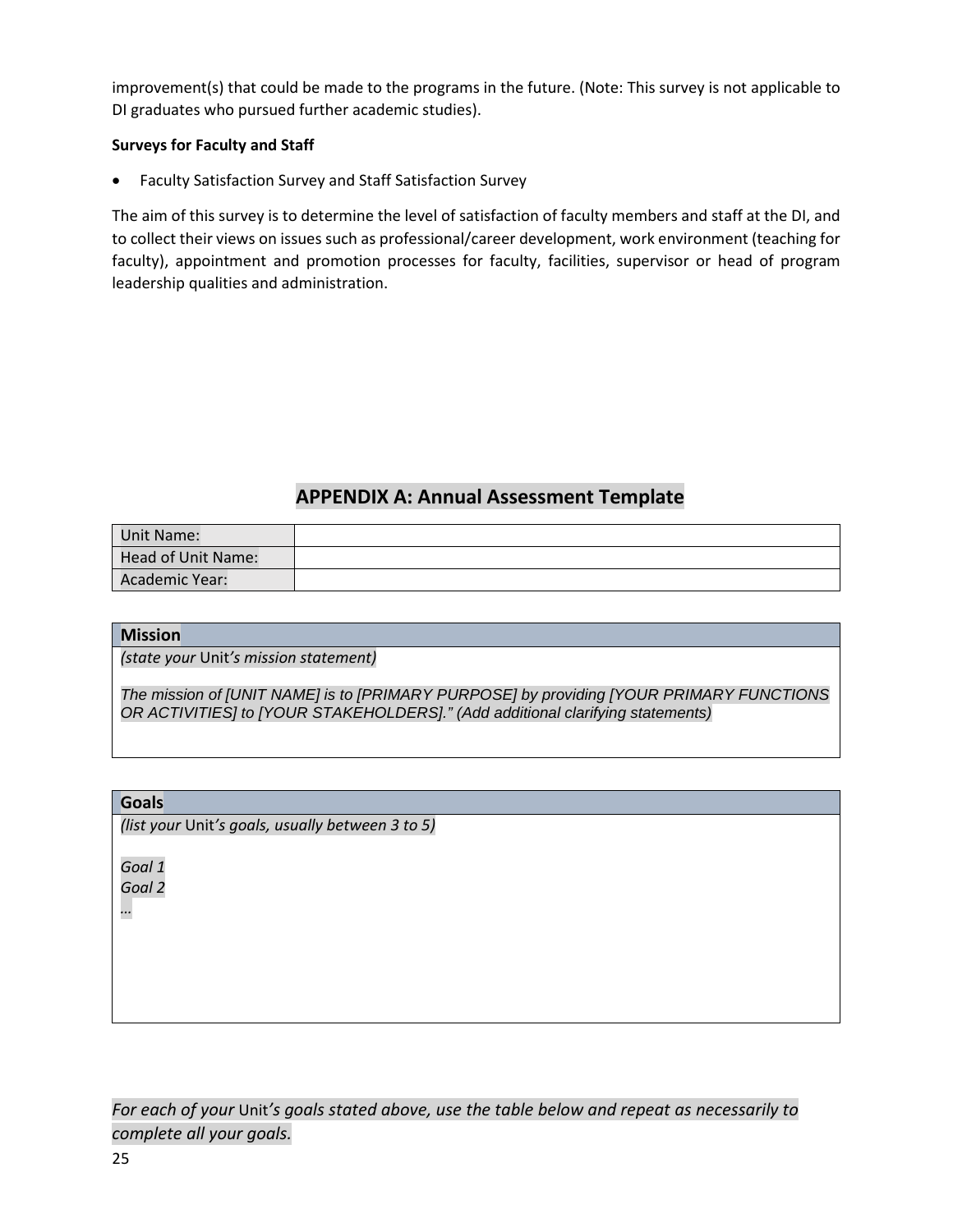improvement(s) that could be made to the programs in the future. (Note: This survey is not applicable to DI graduates who pursued further academic studies).

**Surveys for Faculty and Staff**

- Faculty Satisfaction Survey and Staff Satisfaction Survey

The aim of this survey is to determine the level of satisfaction of faculty members and staff at the DI, and to collect their views on issues such as professional/career development, work environment (teaching for faculty), appointment and promotion processes for faculty, facilities, supervisor or head of program leadership qualities and administration.

## APPENDIX A: Annual Assessment Template

| Unit Name: | |
|---|---|
| Head of Unit Name: | |
| Academic Year: | |

| **Mission** |
|---|
| *(state your* Unit*'s mission statement)*<br><br>*The mission of [UNIT NAME] is to [PRIMARY PURPOSE] by providing [YOUR PRIMARY FUNCTIONS OR ACTIVITIES] to [YOUR STAKEHOLDERS]." (Add additional clarifying statements)* |

| **Goals** |
|---|
| *(list your* Unit*'s goals, usually between 3 to 5)*<br><br>*Goal 1*<br>*Goal 2*<br>*…* |

*For each of your* Unit*'s goals stated above, use the table below and repeat as necessarily to complete all your goals.*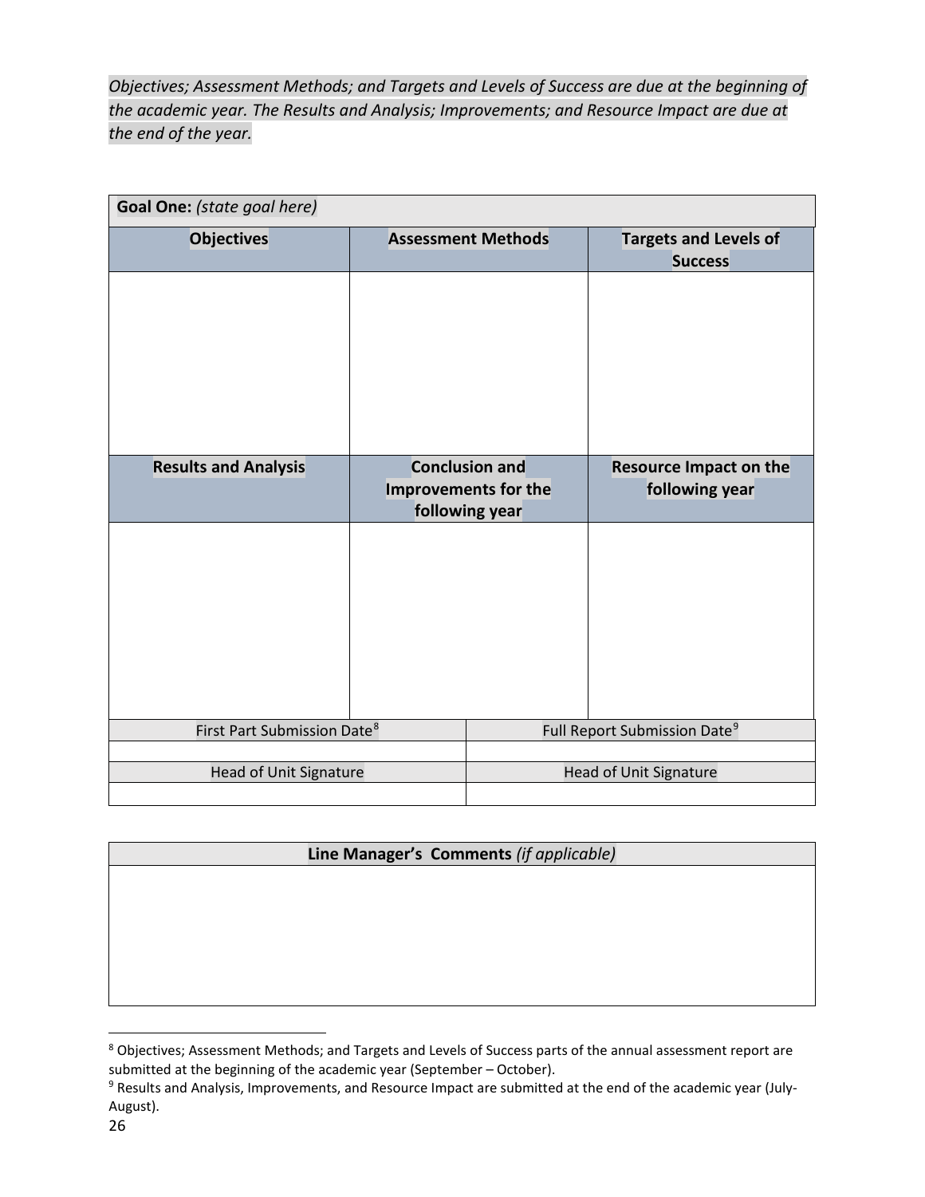*Objectives; Assessment Methods; and Targets and Levels of Success are due at the beginning of the academic year. The Results and Analysis; Improvements; and Resource Impact are due at the end of the year.*

| **Goal One:** *(state goal here)* | | |
|---|---|---|
| **Objectives** | **Assessment Methods** | **Targets and Levels of Success** |
| | | |
| **Results and Analysis** | **Conclusion and Improvements for the following year** | **Resource Impact on the following year** |
| | | |

| First Part Submission Date[8] | Full Report Submission Date[9] |
|---|---|
| | |
| Head of Unit Signature | Head of Unit Signature |
| | |

| **Line Manager's Comments** *(if applicable)* |
|---|
| |

[8] Objectives; Assessment Methods; and Targets and Levels of Success parts of the annual assessment report are submitted at the beginning of the academic year (September – October).

[9] Results and Analysis, Improvements, and Resource Impact are submitted at the end of the academic year (July-August).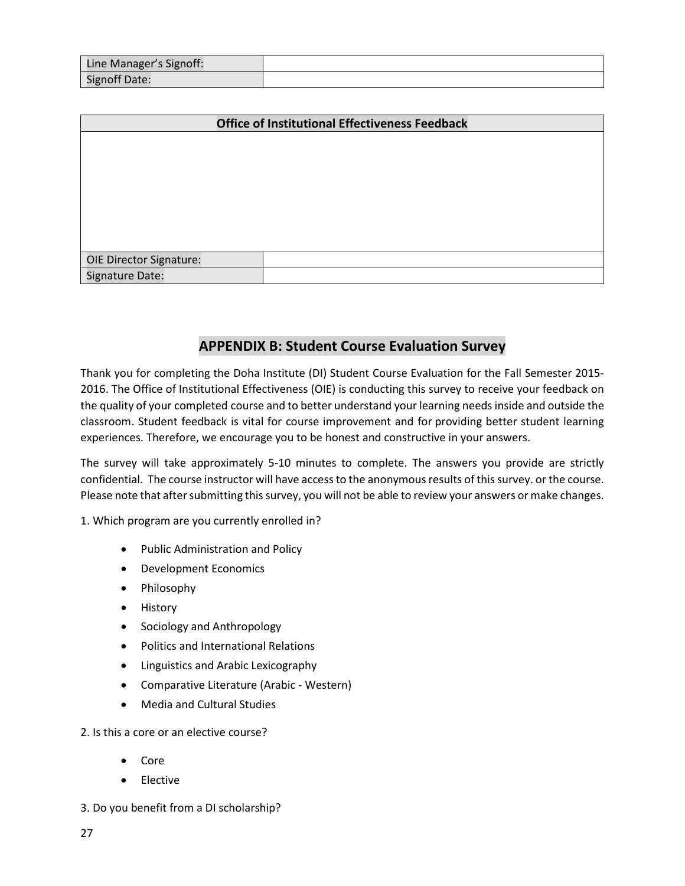| Line Manager’s Signoff: | |
|---|---|
| Signoff Date: | |

| Office of Institutional Effectiveness Feedback | |
|---|---|
| | |
| OIE Director Signature: | |
| Signature Date: | |

## APPENDIX B: Student Course Evaluation Survey

Thank you for completing the Doha Institute (DI) Student Course Evaluation for the Fall Semester 2015-2016. The Office of Institutional Effectiveness (OIE) is conducting this survey to receive your feedback on the quality of your completed course and to better understand your learning needs inside and outside the classroom. Student feedback is vital for course improvement and for providing better student learning experiences. Therefore, we encourage you to be honest and constructive in your answers.

The survey will take approximately 5-10 minutes to complete. The answers you provide are strictly confidential. The course instructor will have access to the anonymous results of this survey. or the course. Please note that after submitting this survey, you will not be able to review your answers or make changes.

1. Which program are you currently enrolled in?

- Public Administration and Policy
- Development Economics
- Philosophy
- History
- Sociology and Anthropology
- Politics and International Relations
- Linguistics and Arabic Lexicography
- Comparative Literature (Arabic - Western)
- Media and Cultural Studies

2. Is this a core or an elective course?

- Core
- Elective

3. Do you benefit from a DI scholarship?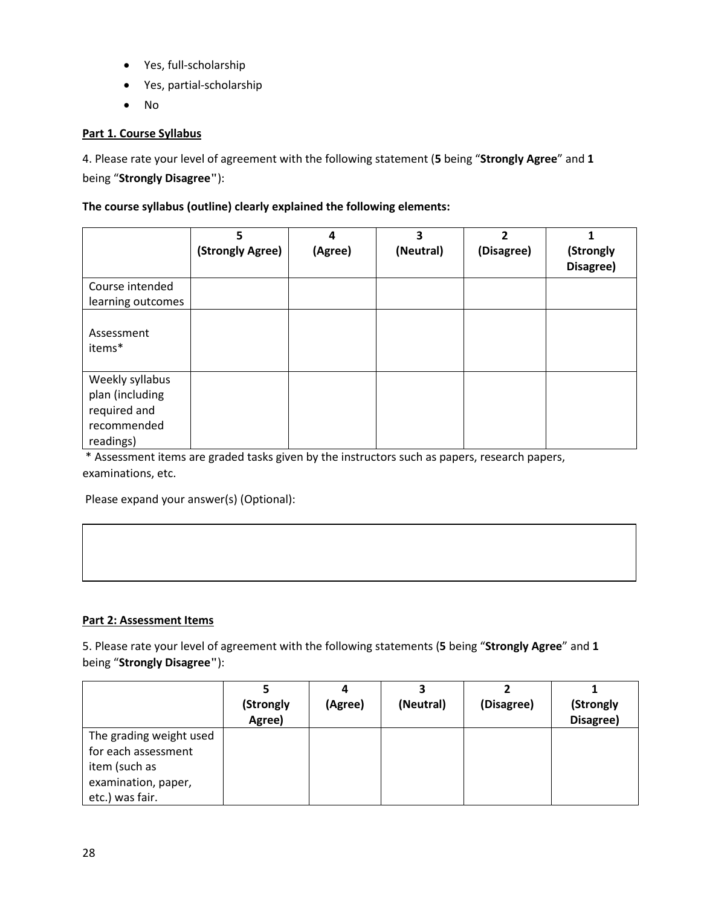- Yes, full-scholarship
- Yes, partial-scholarship
- No

**Part 1. Course Syllabus**

4. Please rate your level of agreement with the following statement (**5** being "**Strongly Agree**" and **1** being "**Strongly Disagree"**):

**The course syllabus (outline) clearly explained the following elements:**

| | 5 (Strongly Agree) | 4 (Agree) | 3 (Neutral) | 2 (Disagree) | 1 (Strongly Disagree) |
|---|---|---|---|---|---|
| Course intended learning outcomes | | | | | |
| Assessment items* | | | | | |
| Weekly syllabus plan (including required and recommended readings) | | | | | |

\* Assessment items are graded tasks given by the instructors such as papers, research papers, examinations, etc.

Please expand your answer(s) (Optional):

| |
|---|
| |

**Part 2: Assessment Items**

5. Please rate your level of agreement with the following statements (**5** being "**Strongly Agree**" and **1** being "**Strongly Disagree"**):

| | 5 (Strongly Agree) | 4 (Agree) | 3 (Neutral) | 2 (Disagree) | 1 (Strongly Disagree) |
|---|---|---|---|---|---|
| The grading weight used for each assessment item (such as examination, paper, etc.) was fair. | | | | | |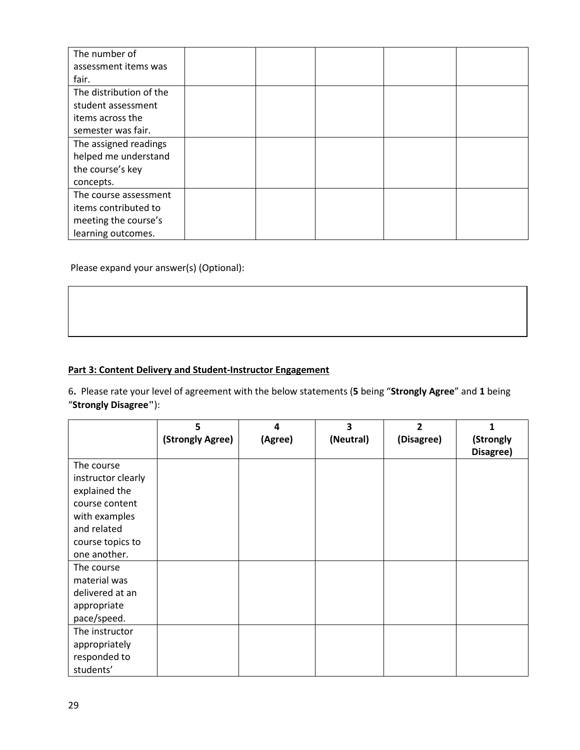| | | | | | |
|---|---|---|---|---|---|
| The number of assessment items was fair. | | | | | |
| The distribution of the student assessment items across the semester was fair. | | | | | |
| The assigned readings helped me understand the course's key concepts. | | | | | |
| The course assessment items contributed to meeting the course's learning outcomes. | | | | | |

Please expand your answer(s) (Optional):

| |
|---|
| |

**Part 3: Content Delivery and Student-Instructor Engagement**

6**.** Please rate your level of agreement with the below statements (**5** being "**Strongly Agree**" and **1** being "**Strongly Disagree"**):

| | 5 (Strongly Agree) | 4 (Agree) | 3 (Neutral) | 2 (Disagree) | 1 (Strongly Disagree) |
|---|---|---|---|---|---|
| The course instructor clearly explained the course content with examples and related course topics to one another. | | | | | |
| The course material was delivered at an appropriate pace/speed. | | | | | |
| The instructor appropriately responded to students' | | | | | |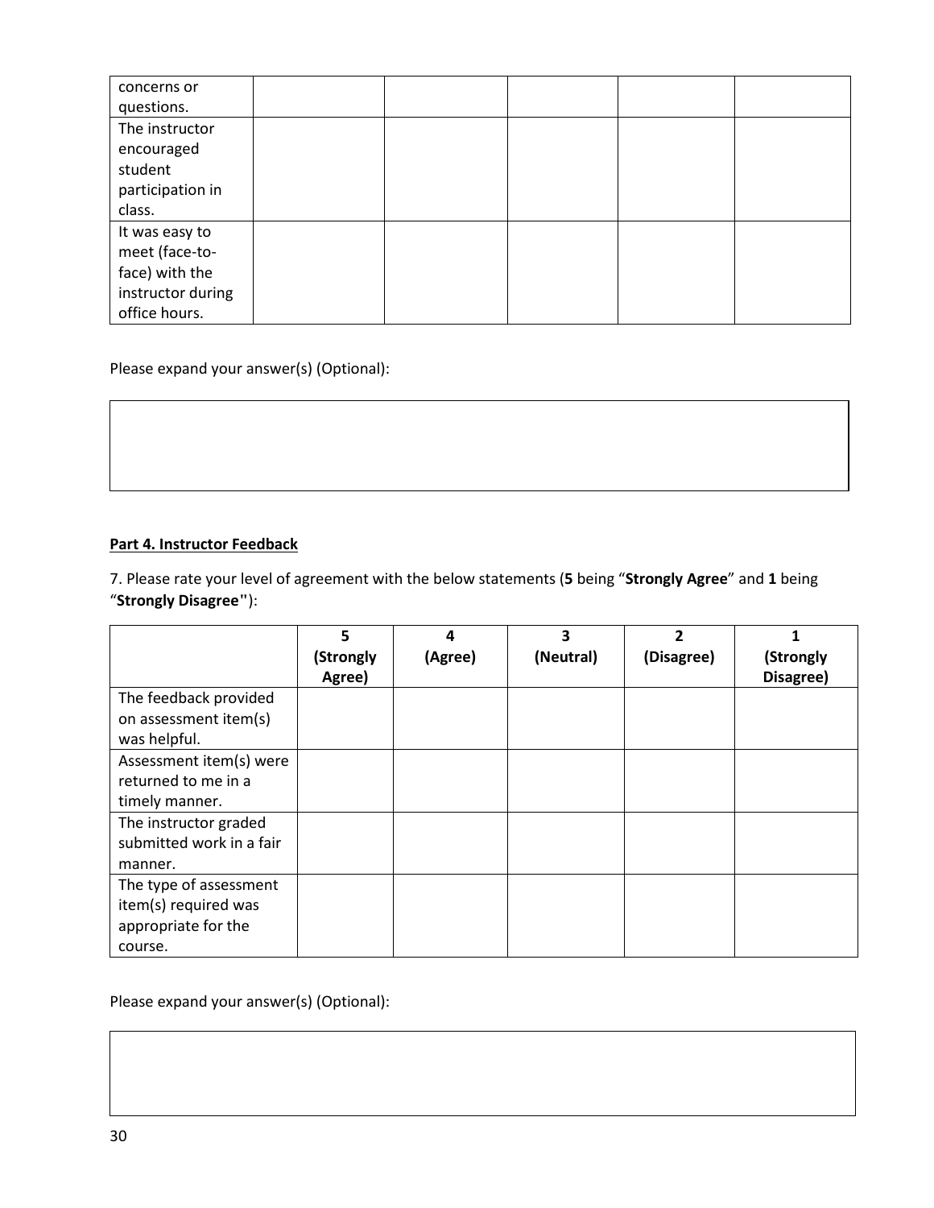| | | | | | |
|---|---|---|---|---|---|
| concerns or questions. | | | | | |
| The instructor encouraged student participation in class. | | | | | |
| It was easy to meet (face-to-face) with the instructor during office hours. | | | | | |

Please expand your answer(s) (Optional):

| |
|---|
| |

**Part 4. Instructor Feedback**

7. Please rate your level of agreement with the below statements (**5** being "**Strongly Agree**" and **1** being "**Strongly Disagree**"):

| | **5 (Strongly Agree)** | **4 (Agree)** | **3 (Neutral)** | **2 (Disagree)** | **1 (Strongly Disagree)** |
|---|---|---|---|---|---|
| The feedback provided on assessment item(s) was helpful. | | | | | |
| Assessment item(s) were returned to me in a timely manner. | | | | | |
| The instructor graded submitted work in a fair manner. | | | | | |
| The type of assessment item(s) required was appropriate for the course. | | | | | |

Please expand your answer(s) (Optional):

| |
|---|
| |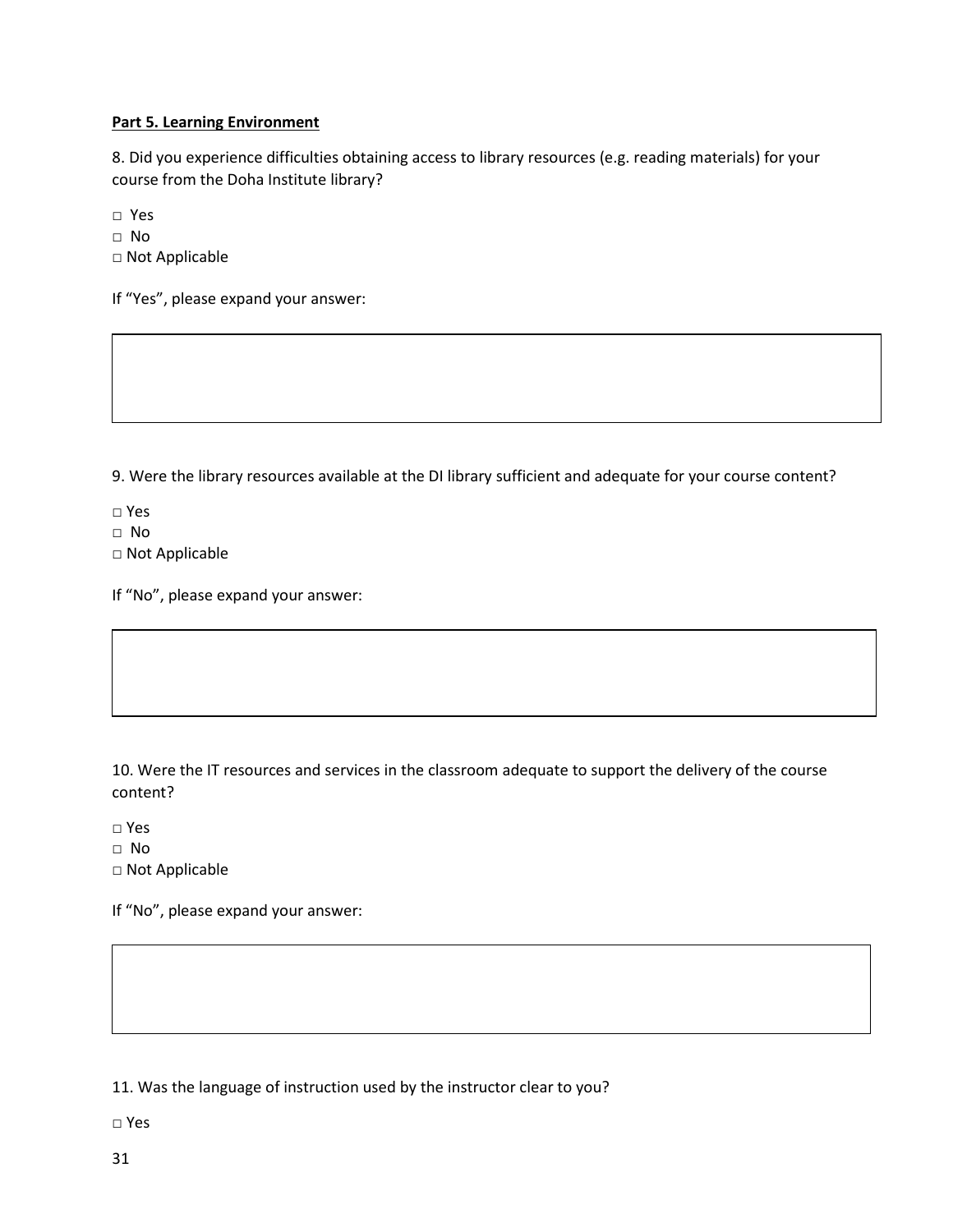**Part 5. Learning Environment**

8. Did you experience difficulties obtaining access to library resources (e.g. reading materials) for your course from the Doha Institute library?

□ Yes
□ No
□ Not Applicable

If "Yes", please expand your answer:

9. Were the library resources available at the DI library sufficient and adequate for your course content?

□ Yes
□ No
□ Not Applicable

If "No", please expand your answer:

10. Were the IT resources and services in the classroom adequate to support the delivery of the course content?

□ Yes
□ No
□ Not Applicable

If "No", please expand your answer:

11. Was the language of instruction used by the instructor clear to you?

□ Yes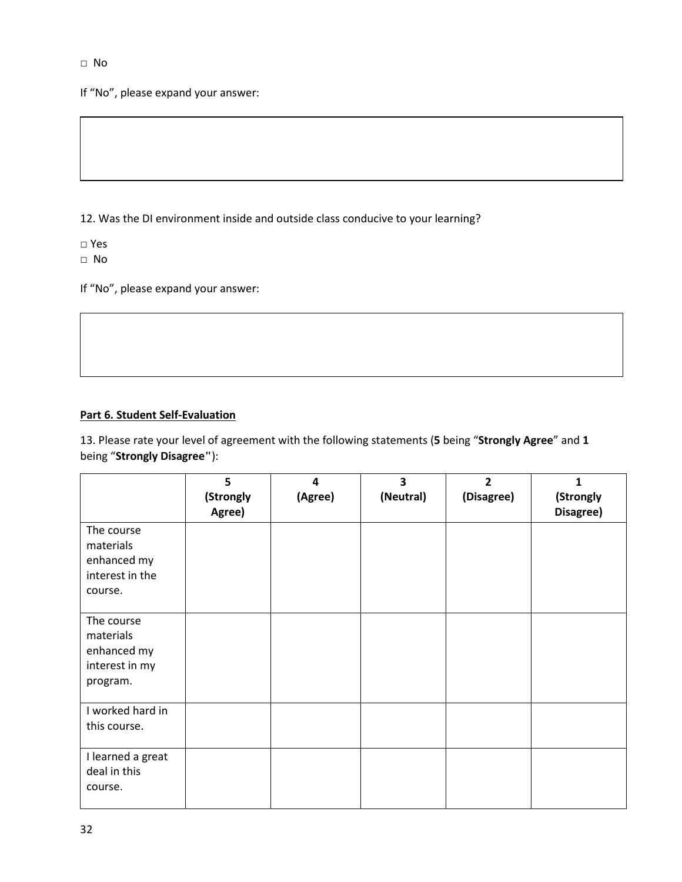□ No

If "No", please expand your answer:

12. Was the DI environment inside and outside class conducive to your learning?

□ Yes
□ No

If "No", please expand your answer:

**Part 6. Student Self-Evaluation**

13. Please rate your level of agreement with the following statements (**5** being "**Strongly Agree**" and **1** being "**Strongly Disagree**"):

| | **5 (Strongly Agree)** | **4 (Agree)** | **3 (Neutral)** | **2 (Disagree)** | **1 (Strongly Disagree)** |
|---|---|---|---|---|---|
| The course materials enhanced my interest in the course. | | | | | |
| The course materials enhanced my interest in my program. | | | | | |
| I worked hard in this course. | | | | | |
| I learned a great deal in this course. | | | | | |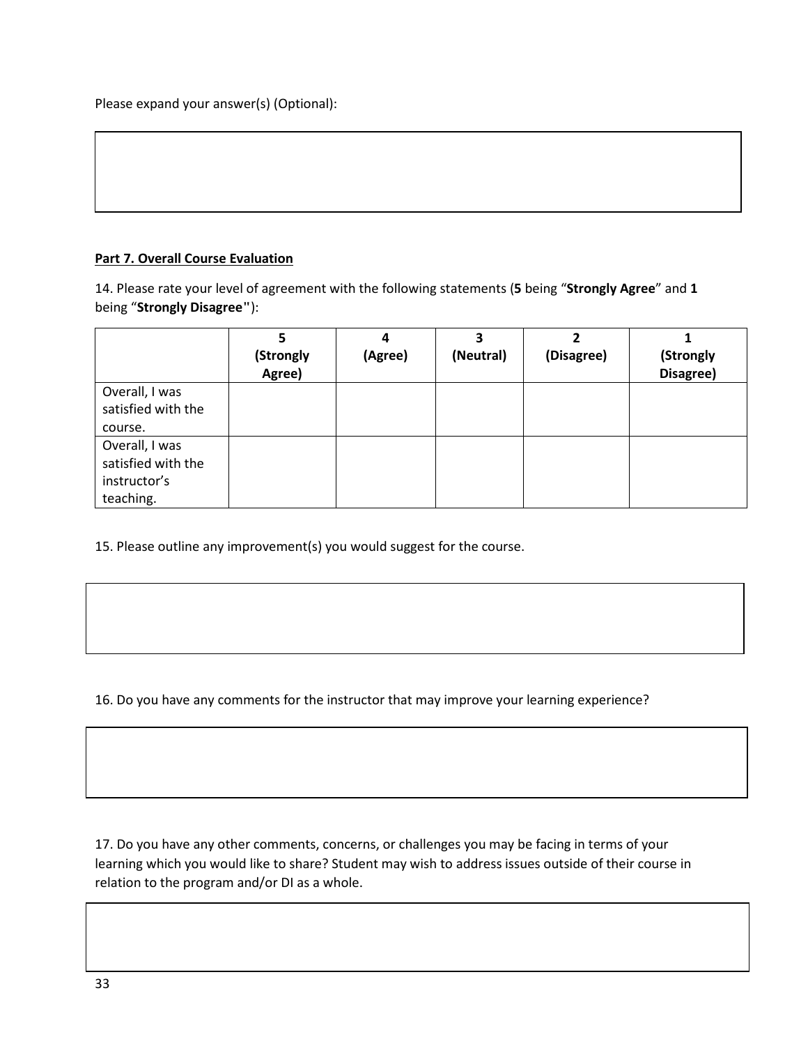Please expand your answer(s) (Optional):

**Part 7. Overall Course Evaluation**

14. Please rate your level of agreement with the following statements (**5** being “**Strongly Agree**” and **1** being “**Strongly Disagree"**):

| | 5 (Strongly Agree) | 4 (Agree) | 3 (Neutral) | 2 (Disagree) | 1 (Strongly Disagree) |
|---|---|---|---|---|---|
| Overall, I was satisfied with the course. | | | | | |
| Overall, I was satisfied with the instructor’s teaching. | | | | | |

15. Please outline any improvement(s) you would suggest for the course.

16. Do you have any comments for the instructor that may improve your learning experience?

17. Do you have any other comments, concerns, or challenges you may be facing in terms of your learning which you would like to share? Student may wish to address issues outside of their course in relation to the program and/or DI as a whole.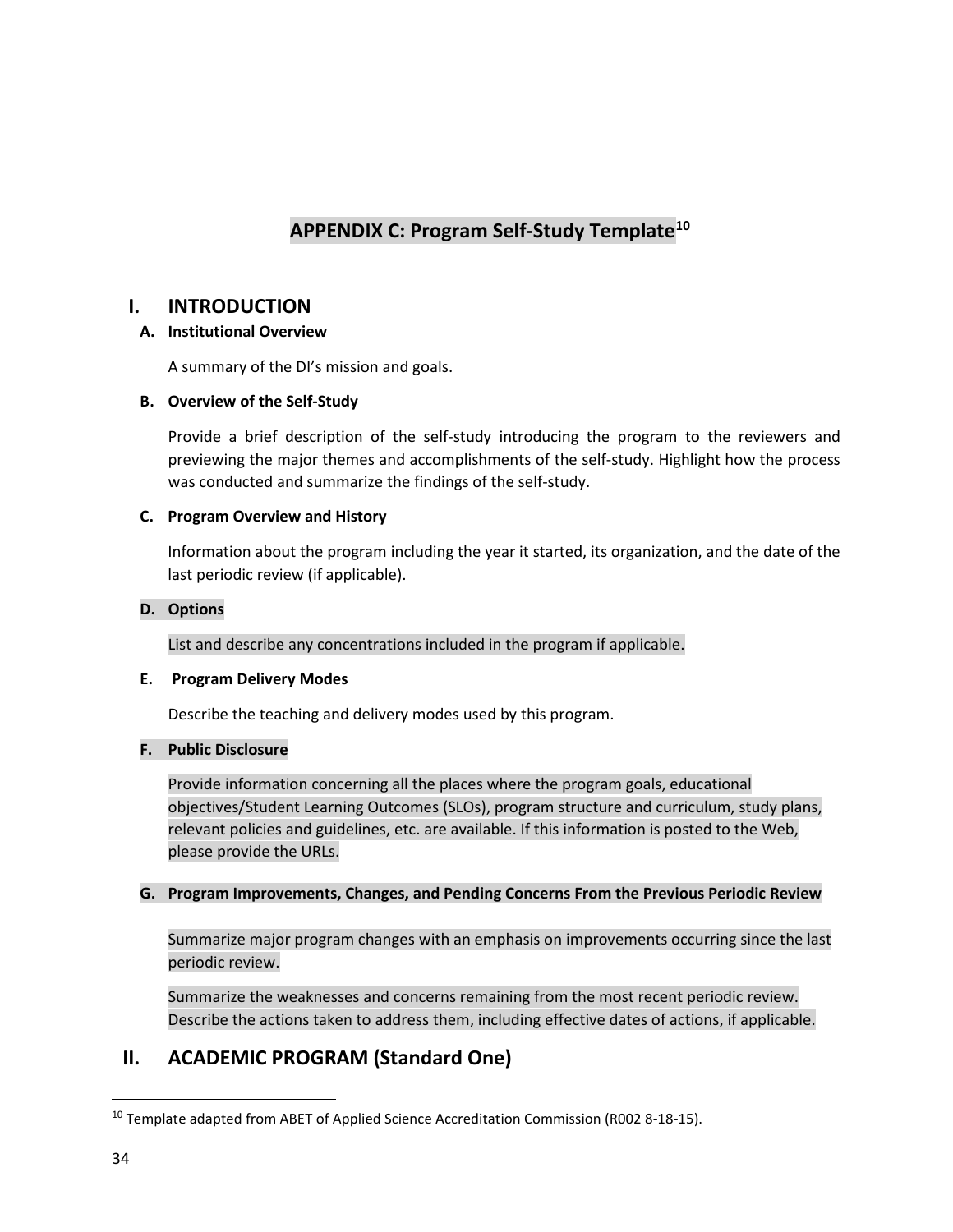# APPENDIX C: Program Self-Study Template[10]

## I. INTRODUCTION

### A. Institutional Overview

A summary of the DI's mission and goals.

### B. Overview of the Self-Study

Provide a brief description of the self-study introducing the program to the reviewers and previewing the major themes and accomplishments of the self-study. Highlight how the process was conducted and summarize the findings of the self-study.

### C. Program Overview and History

Information about the program including the year it started, its organization, and the date of the last periodic review (if applicable).

### D. Options

List and describe any concentrations included in the program if applicable.

### E. Program Delivery Modes

Describe the teaching and delivery modes used by this program.

### F. Public Disclosure

Provide information concerning all the places where the program goals, educational objectives/Student Learning Outcomes (SLOs), program structure and curriculum, study plans, relevant policies and guidelines, etc. are available. If this information is posted to the Web, please provide the URLs.

### G. Program Improvements, Changes, and Pending Concerns From the Previous Periodic Review

Summarize major program changes with an emphasis on improvements occurring since the last periodic review.

Summarize the weaknesses and concerns remaining from the most recent periodic review. Describe the actions taken to address them, including effective dates of actions, if applicable.

## II. ACADEMIC PROGRAM (Standard One)

---

[10] Template adapted from ABET of Applied Science Accreditation Commission (R002 8-18-15).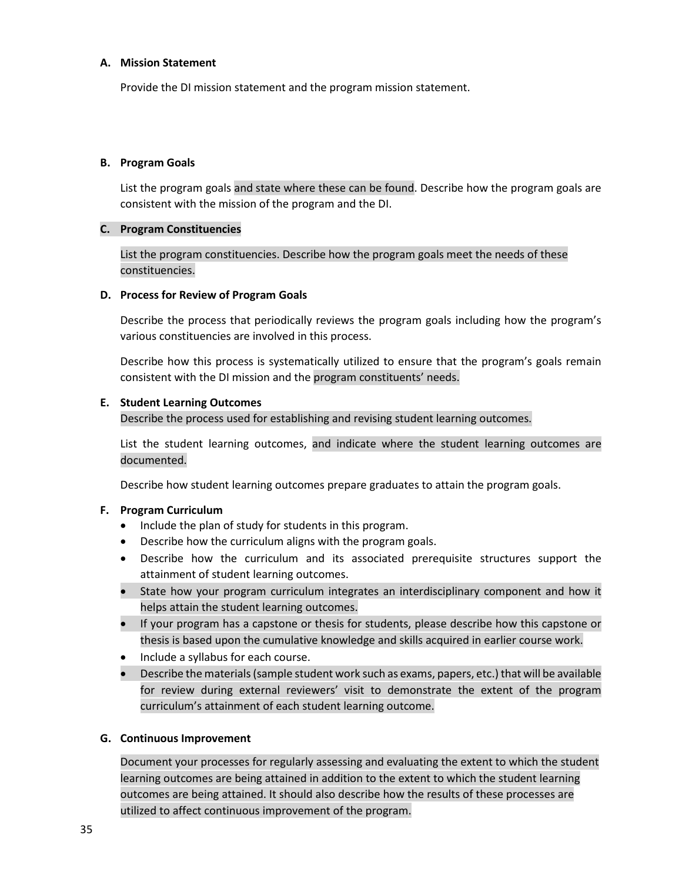**A. Mission Statement**

Provide the DI mission statement and the program mission statement.

**B. Program Goals**

List the program goals and state where these can be found. Describe how the program goals are consistent with the mission of the program and the DI.

**C. Program Constituencies**

List the program constituencies. Describe how the program goals meet the needs of these constituencies.

**D. Process for Review of Program Goals**

Describe the process that periodically reviews the program goals including how the program's various constituencies are involved in this process.

Describe how this process is systematically utilized to ensure that the program's goals remain consistent with the DI mission and the program constituents' needs.

**E. Student Learning Outcomes**

Describe the process used for establishing and revising student learning outcomes.

List the student learning outcomes, and indicate where the student learning outcomes are documented.

Describe how student learning outcomes prepare graduates to attain the program goals.

**F. Program Curriculum**

- Include the plan of study for students in this program.
- Describe how the curriculum aligns with the program goals.
- Describe how the curriculum and its associated prerequisite structures support the attainment of student learning outcomes.
- State how your program curriculum integrates an interdisciplinary component and how it helps attain the student learning outcomes.
- If your program has a capstone or thesis for students, please describe how this capstone or thesis is based upon the cumulative knowledge and skills acquired in earlier course work.
- Include a syllabus for each course.
- Describe the materials (sample student work such as exams, papers, etc.) that will be available for review during external reviewers' visit to demonstrate the extent of the program curriculum's attainment of each student learning outcome.

**G. Continuous Improvement**

Document your processes for regularly assessing and evaluating the extent to which the student learning outcomes are being attained in addition to the extent to which the student learning outcomes are being attained. It should also describe how the results of these processes are utilized to affect continuous improvement of the program.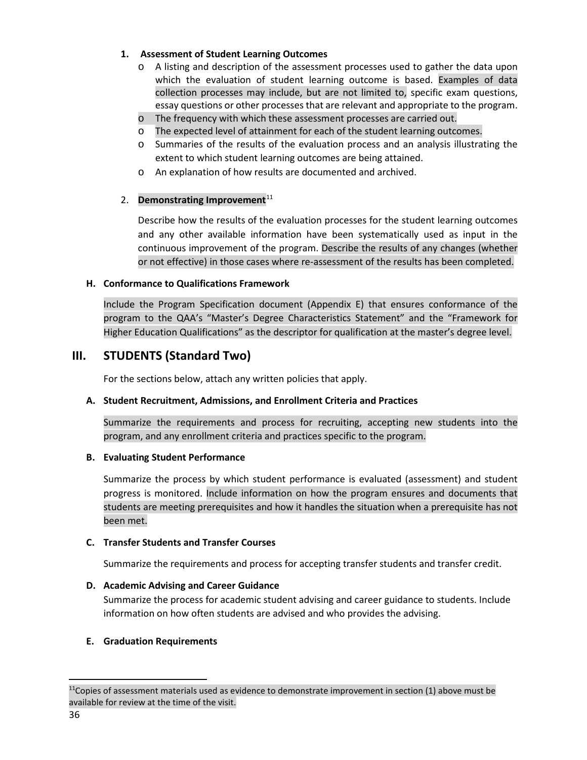1. **Assessment of Student Learning Outcomes**
   - A listing and description of the assessment processes used to gather the data upon which the evaluation of student learning outcome is based. Examples of data collection processes may include, but are not limited to, specific exam questions, essay questions or other processes that are relevant and appropriate to the program.
   - The frequency with which these assessment processes are carried out.
   - The expected level of attainment for each of the student learning outcomes.
   - Summaries of the results of the evaluation process and an analysis illustrating the extent to which student learning outcomes are being attained.
   - An explanation of how results are documented and archived.

2. **Demonstrating Improvement**[11]

   Describe how the results of the evaluation processes for the student learning outcomes and any other available information have been systematically used as input in the continuous improvement of the program. Describe the results of any changes (whether or not effective) in those cases where re-assessment of the results has been completed.

#### H. Conformance to Qualifications Framework

Include the Program Specification document (Appendix E) that ensures conformance of the program to the QAA's "Master's Degree Characteristics Statement" and the "Framework for Higher Education Qualifications" as the descriptor for qualification at the master's degree level.

## III. STUDENTS (Standard Two)

For the sections below, attach any written policies that apply.

#### A. Student Recruitment, Admissions, and Enrollment Criteria and Practices

Summarize the requirements and process for recruiting, accepting new students into the program, and any enrollment criteria and practices specific to the program.

#### B. Evaluating Student Performance

Summarize the process by which student performance is evaluated (assessment) and student progress is monitored. Include information on how the program ensures and documents that students are meeting prerequisites and how it handles the situation when a prerequisite has not been met.

#### C. Transfer Students and Transfer Courses

Summarize the requirements and process for accepting transfer students and transfer credit.

#### D. Academic Advising and Career Guidance

Summarize the process for academic student advising and career guidance to students. Include information on how often students are advised and who provides the advising.

#### E. Graduation Requirements

---

[11] Copies of assessment materials used as evidence to demonstrate improvement in section (1) above must be available for review at the time of the visit.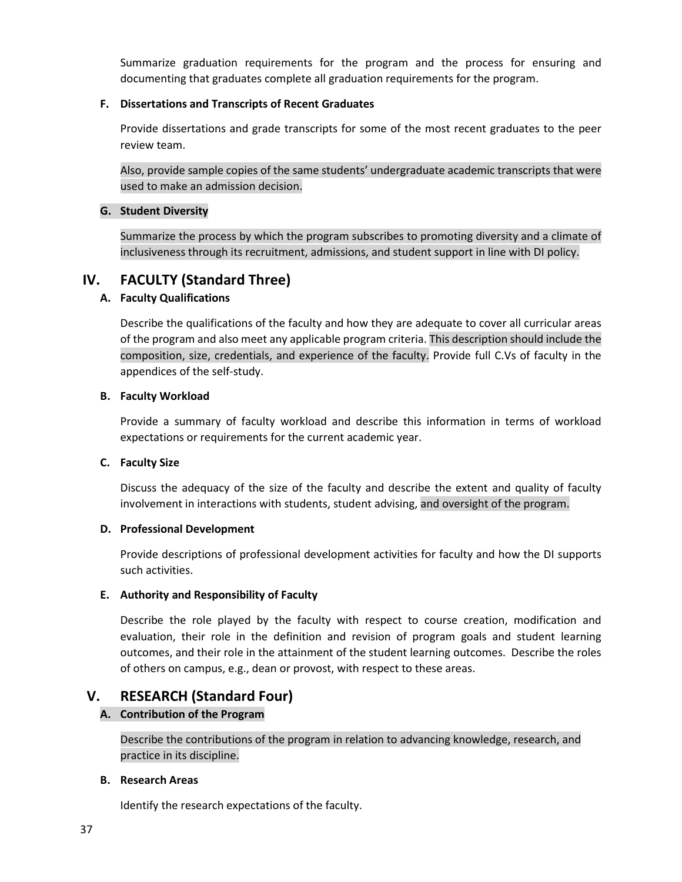Summarize graduation requirements for the program and the process for ensuring and documenting that graduates complete all graduation requirements for the program.

#### F. Dissertations and Transcripts of Recent Graduates

Provide dissertations and grade transcripts for some of the most recent graduates to the peer review team.

Also, provide sample copies of the same students' undergraduate academic transcripts that were used to make an admission decision.

#### G. Student Diversity

Summarize the process by which the program subscribes to promoting diversity and a climate of inclusiveness through its recruitment, admissions, and student support in line with DI policy.

## IV. FACULTY (Standard Three)

#### A. Faculty Qualifications

Describe the qualifications of the faculty and how they are adequate to cover all curricular areas of the program and also meet any applicable program criteria. This description should include the composition, size, credentials, and experience of the faculty. Provide full C.Vs of faculty in the appendices of the self-study.

#### B. Faculty Workload

Provide a summary of faculty workload and describe this information in terms of workload expectations or requirements for the current academic year.

#### C. Faculty Size

Discuss the adequacy of the size of the faculty and describe the extent and quality of faculty involvement in interactions with students, student advising, and oversight of the program.

#### D. Professional Development

Provide descriptions of professional development activities for faculty and how the DI supports such activities.

#### E. Authority and Responsibility of Faculty

Describe the role played by the faculty with respect to course creation, modification and evaluation, their role in the definition and revision of program goals and student learning outcomes, and their role in the attainment of the student learning outcomes. Describe the roles of others on campus, e.g., dean or provost, with respect to these areas.

## V. RESEARCH (Standard Four)

#### A. Contribution of the Program

Describe the contributions of the program in relation to advancing knowledge, research, and practice in its discipline.

#### B. Research Areas

Identify the research expectations of the faculty.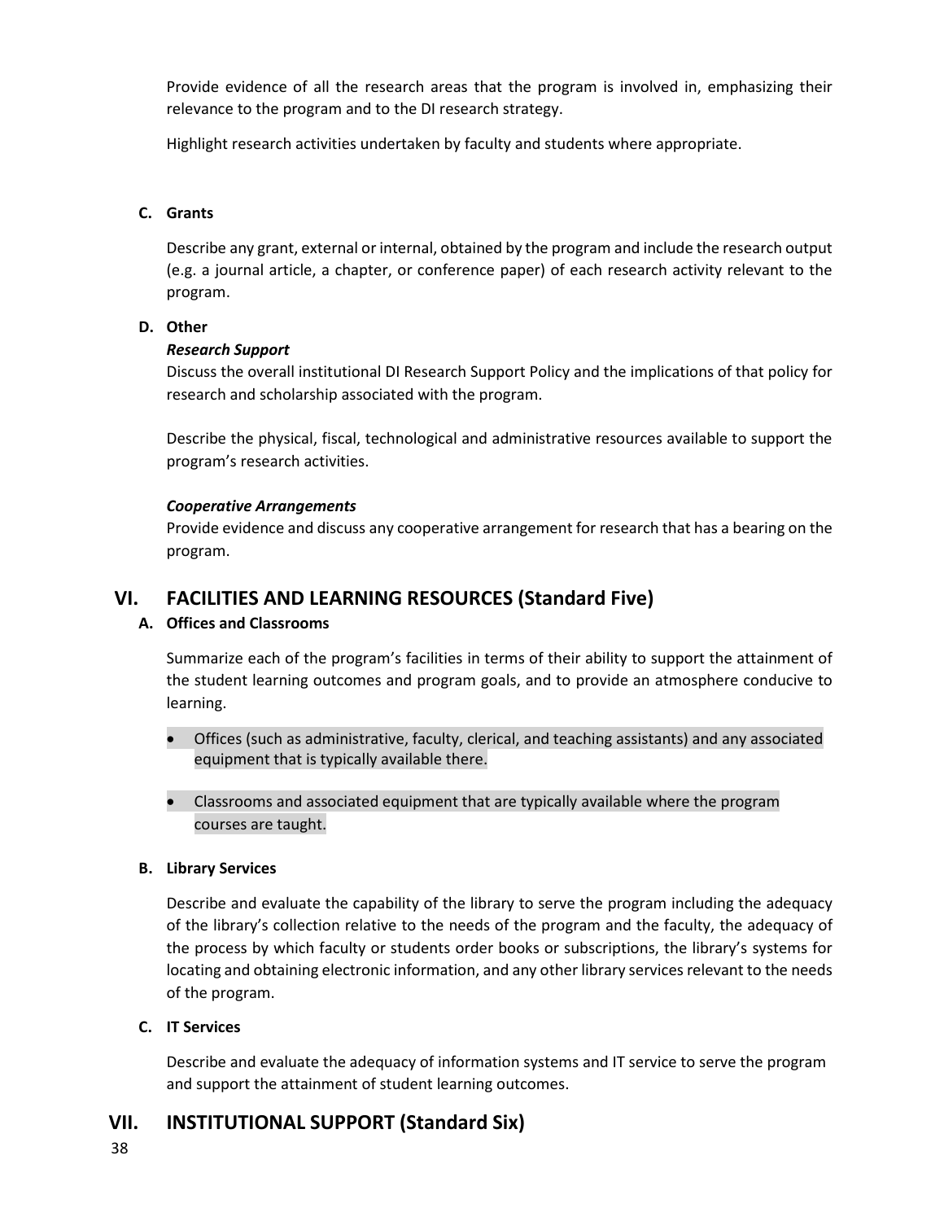Provide evidence of all the research areas that the program is involved in, emphasizing their relevance to the program and to the DI research strategy.

Highlight research activities undertaken by faculty and students where appropriate.

### C. Grants

Describe any grant, external or internal, obtained by the program and include the research output (e.g. a journal article, a chapter, or conference paper) of each research activity relevant to the program.

### D. Other

***Research Support***

Discuss the overall institutional DI Research Support Policy and the implications of that policy for research and scholarship associated with the program.

Describe the physical, fiscal, technological and administrative resources available to support the program's research activities.

***Cooperative Arrangements***

Provide evidence and discuss any cooperative arrangement for research that has a bearing on the program.

## VI. FACILITIES AND LEARNING RESOURCES (Standard Five)

### A. Offices and Classrooms

Summarize each of the program's facilities in terms of their ability to support the attainment of the student learning outcomes and program goals, and to provide an atmosphere conducive to learning.

- Offices (such as administrative, faculty, clerical, and teaching assistants) and any associated equipment that is typically available there.
- Classrooms and associated equipment that are typically available where the program courses are taught.

### B. Library Services

Describe and evaluate the capability of the library to serve the program including the adequacy of the library's collection relative to the needs of the program and the faculty, the adequacy of the process by which faculty or students order books or subscriptions, the library's systems for locating and obtaining electronic information, and any other library services relevant to the needs of the program.

### C. IT Services

Describe and evaluate the adequacy of information systems and IT service to serve the program and support the attainment of student learning outcomes.

## VII. INSTITUTIONAL SUPPORT (Standard Six)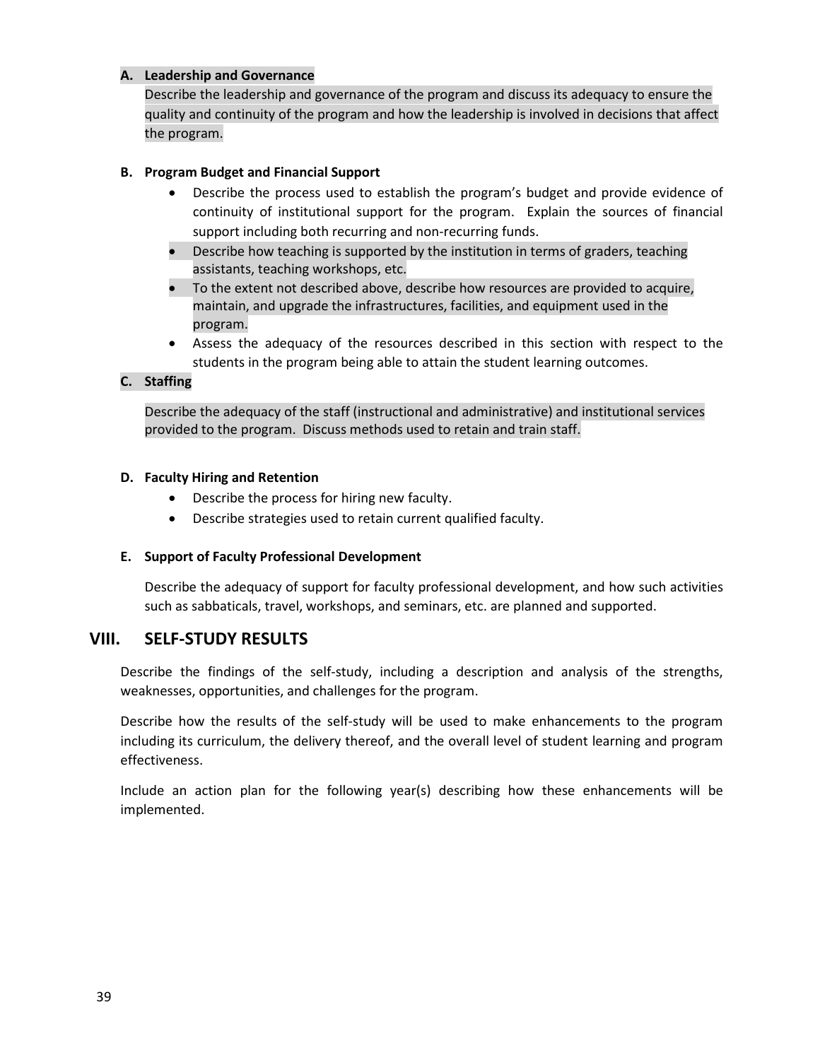**A. Leadership and Governance**

Describe the leadership and governance of the program and discuss its adequacy to ensure the quality and continuity of the program and how the leadership is involved in decisions that affect the program.

**B. Program Budget and Financial Support**

- Describe the process used to establish the program's budget and provide evidence of continuity of institutional support for the program. Explain the sources of financial support including both recurring and non-recurring funds.
- Describe how teaching is supported by the institution in terms of graders, teaching assistants, teaching workshops, etc.
- To the extent not described above, describe how resources are provided to acquire, maintain, and upgrade the infrastructures, facilities, and equipment used in the program.
- Assess the adequacy of the resources described in this section with respect to the students in the program being able to attain the student learning outcomes.

**C. Staffing**

Describe the adequacy of the staff (instructional and administrative) and institutional services provided to the program. Discuss methods used to retain and train staff.

**D. Faculty Hiring and Retention**

- Describe the process for hiring new faculty.
- Describe strategies used to retain current qualified faculty.

**E. Support of Faculty Professional Development**

Describe the adequacy of support for faculty professional development, and how such activities such as sabbaticals, travel, workshops, and seminars, etc. are planned and supported.

## VIII. SELF-STUDY RESULTS

Describe the findings of the self-study, including a description and analysis of the strengths, weaknesses, opportunities, and challenges for the program.

Describe how the results of the self-study will be used to make enhancements to the program including its curriculum, the delivery thereof, and the overall level of student learning and program effectiveness.

Include an action plan for the following year(s) describing how these enhancements will be implemented.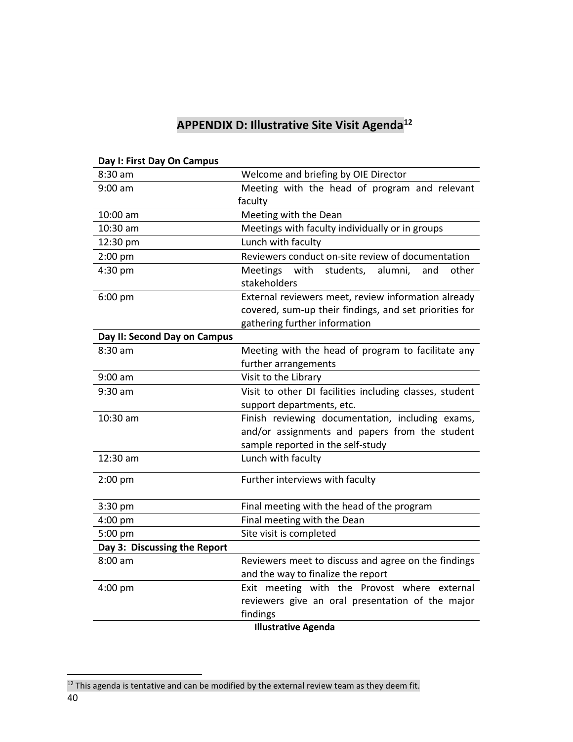# APPENDIX D: Illustrative Site Visit Agenda[12]

| **Day I: First Day On Campus** | |
|---|---|
| 8:30 am | Welcome and briefing by OIE Director |
| 9:00 am | Meeting with the head of program and relevant faculty |
| 10:00 am | Meeting with the Dean |
| 10:30 am | Meetings with faculty individually or in groups |
| 12:30 pm | Lunch with faculty |
| 2:00 pm | Reviewers conduct on-site review of documentation |
| 4:30 pm | Meetings with students, alumni, and other stakeholders |
| 6:00 pm | External reviewers meet, review information already covered, sum-up their findings, and set priorities for gathering further information |
| **Day II: Second Day on Campus** | |
| 8:30 am | Meeting with the head of program to facilitate any further arrangements |
| 9:00 am | Visit to the Library |
| 9:30 am | Visit to other DI facilities including classes, student support departments, etc. |
| 10:30 am | Finish reviewing documentation, including exams, and/or assignments and papers from the student sample reported in the self-study |
| 12:30 am | Lunch with faculty |
| 2:00 pm | Further interviews with faculty |
| 3:30 pm | Final meeting with the head of the program |
| 4:00 pm | Final meeting with the Dean |
| 5:00 pm | Site visit is completed |
| **Day 3: Discussing the Report** | |
| 8:00 am | Reviewers meet to discuss and agree on the findings and the way to finalize the report |
| 4:00 pm | Exit meeting with the Provost where external reviewers give an oral presentation of the major findings |

**Illustrative Agenda**

[12] This agenda is tentative and can be modified by the external review team as they deem fit.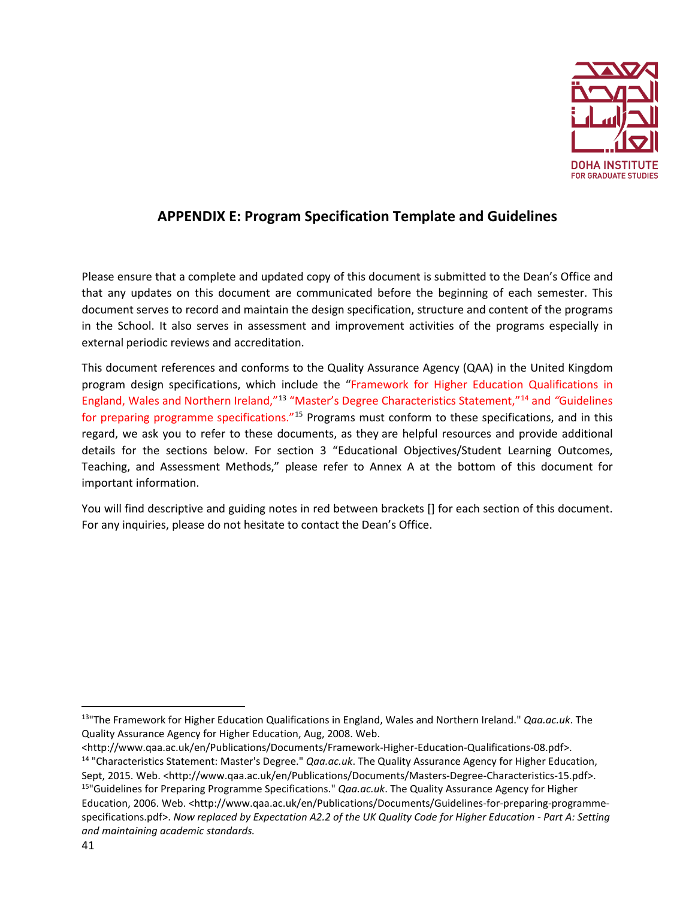## APPENDIX E: Program Specification Template and Guidelines

Please ensure that a complete and updated copy of this document is submitted to the Dean's Office and that any updates on this document are communicated before the beginning of each semester. This document serves to record and maintain the design specification, structure and content of the programs in the School. It also serves in assessment and improvement activities of the programs especially in external periodic reviews and accreditation.

This document references and conforms to the Quality Assurance Agency (QAA) in the United Kingdom program design specifications, which include the "Framework for Higher Education Qualifications in England, Wales and Northern Ireland,"[13] "Master's Degree Characteristics Statement,"[14] and "Guidelines for preparing programme specifications."[15] Programs must conform to these specifications, and in this regard, we ask you to refer to these documents, as they are helpful resources and provide additional details for the sections below. For section 3 "Educational Objectives/Student Learning Outcomes, Teaching, and Assessment Methods," please refer to Annex A at the bottom of this document for important information.

You will find descriptive and guiding notes in red between brackets [] for each section of this document. For any inquiries, please do not hesitate to contact the Dean's Office.

---

[13] "The Framework for Higher Education Qualifications in England, Wales and Northern Ireland." *Qaa.ac.uk*. The Quality Assurance Agency for Higher Education, Aug, 2008. Web. <http://www.qaa.ac.uk/en/Publications/Documents/Framework-Higher-Education-Qualifications-08.pdf>.

[14] "Characteristics Statement: Master's Degree." *Qaa.ac.uk*. The Quality Assurance Agency for Higher Education, Sept, 2015. Web. <http://www.qaa.ac.uk/en/Publications/Documents/Masters-Degree-Characteristics-15.pdf>.

[15] "Guidelines for Preparing Programme Specifications." *Qaa.ac.uk*. The Quality Assurance Agency for Higher Education, 2006. Web. <http://www.qaa.ac.uk/en/Publications/Documents/Guidelines-for-preparing-programme-specifications.pdf>. *Now replaced by Expectation A2.2 of the UK Quality Code for Higher Education - Part A: Setting and maintaining academic standards.*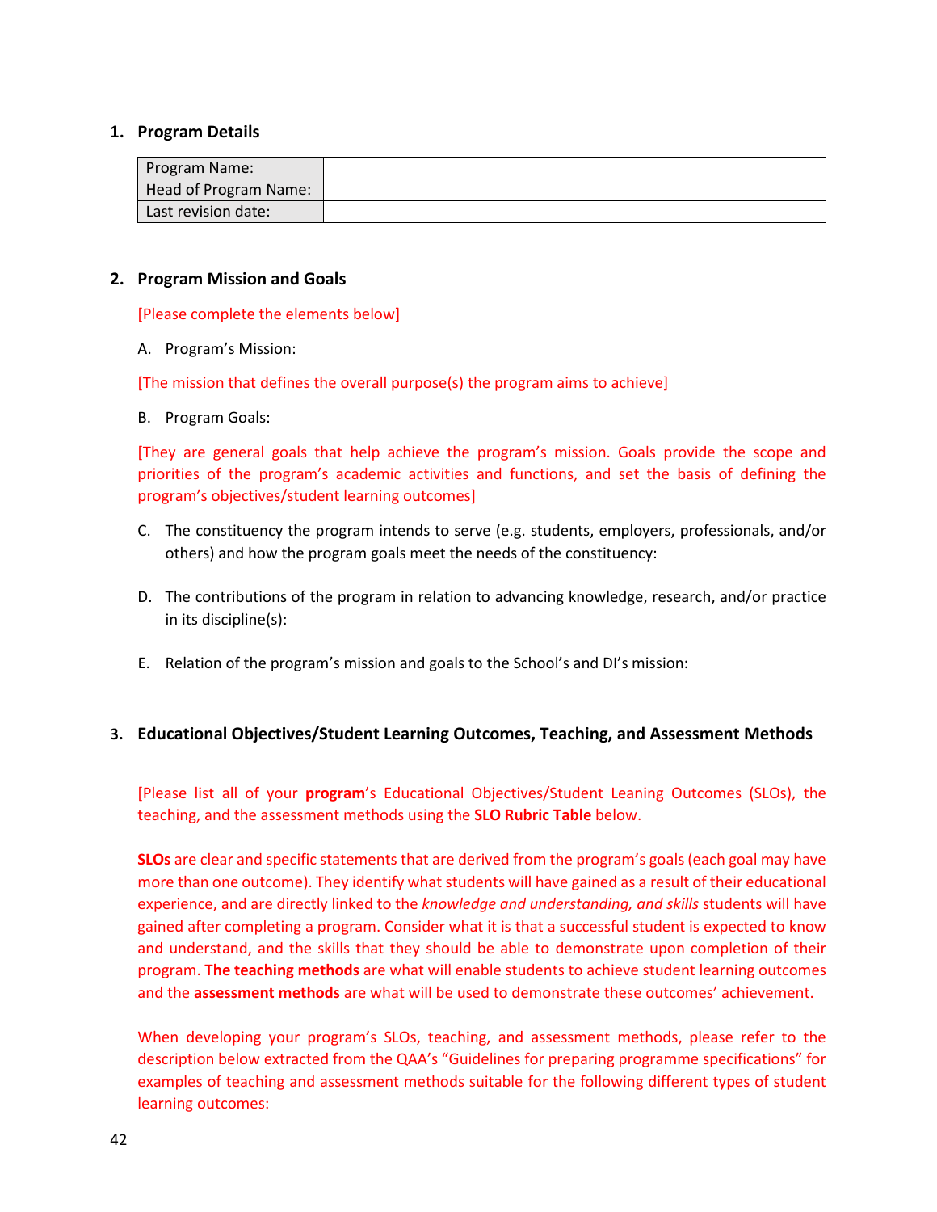## 1. Program Details

| Program Name: | |
|---|---|
| Head of Program Name: | |
| Last revision date: | |

## 2. Program Mission and Goals

[Please complete the elements below]

A. Program's Mission:

[The mission that defines the overall purpose(s) the program aims to achieve]

B. Program Goals:

[They are general goals that help achieve the program's mission. Goals provide the scope and priorities of the program's academic activities and functions, and set the basis of defining the program's objectives/student learning outcomes]

C. The constituency the program intends to serve (e.g. students, employers, professionals, and/or others) and how the program goals meet the needs of the constituency:

D. The contributions of the program in relation to advancing knowledge, research, and/or practice in its discipline(s):

E. Relation of the program's mission and goals to the School's and DI's mission:

## 3. Educational Objectives/Student Learning Outcomes, Teaching, and Assessment Methods

[Please list all of your **program**'s Educational Objectives/Student Leaning Outcomes (SLOs), the teaching, and the assessment methods using the **SLO Rubric Table** below.

**SLOs** are clear and specific statements that are derived from the program's goals (each goal may have more than one outcome). They identify what students will have gained as a result of their educational experience, and are directly linked to the *knowledge and understanding, and skills* students will have gained after completing a program. Consider what it is that a successful student is expected to know and understand, and the skills that they should be able to demonstrate upon completion of their program. **The teaching methods** are what will enable students to achieve student learning outcomes and the **assessment methods** are what will be used to demonstrate these outcomes' achievement.

When developing your program's SLOs, teaching, and assessment methods, please refer to the description below extracted from the QAA's "Guidelines for preparing programme specifications" for examples of teaching and assessment methods suitable for the following different types of student learning outcomes: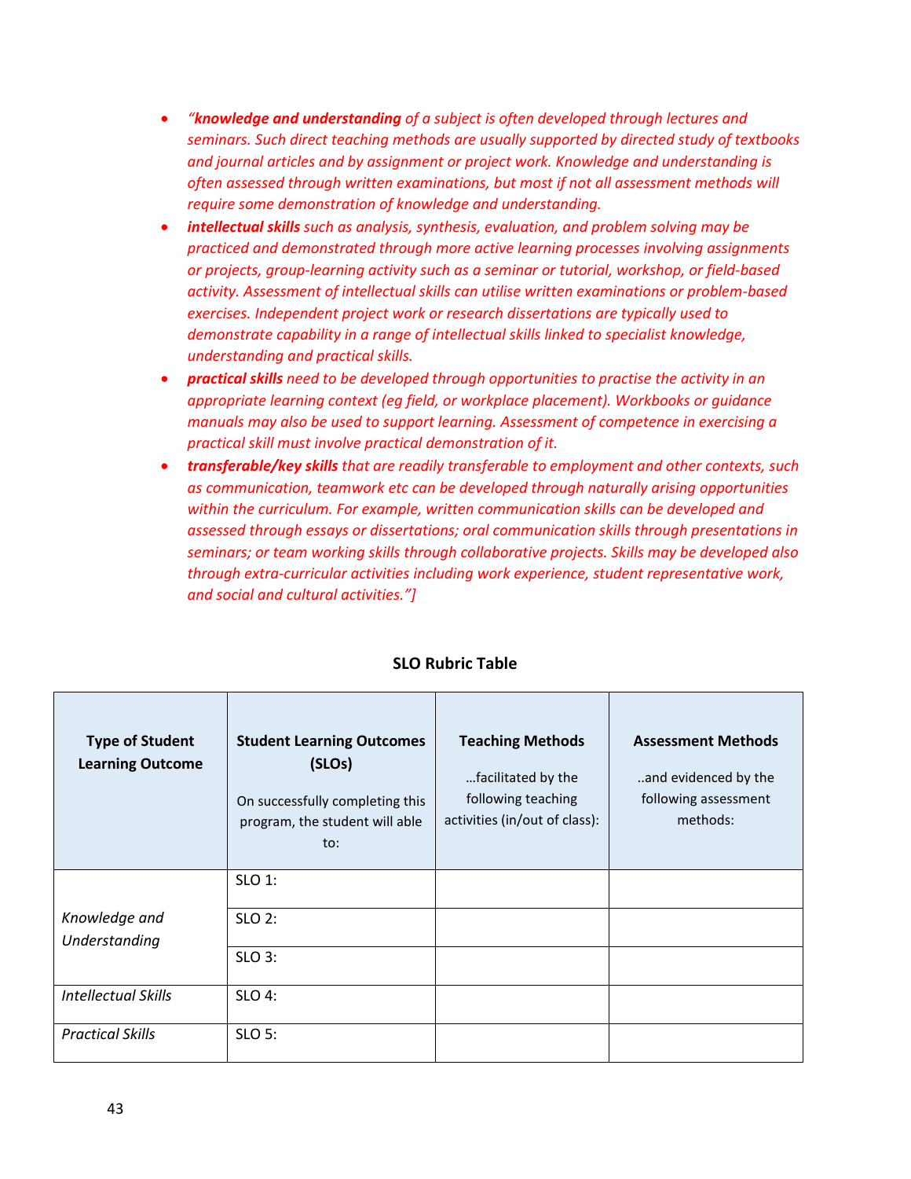- *“**knowledge and understanding** of a subject is often developed through lectures and seminars. Such direct teaching methods are usually supported by directed study of textbooks and journal articles and by assignment or project work. Knowledge and understanding is often assessed through written examinations, but most if not all assessment methods will require some demonstration of knowledge and understanding.*
- ***intellectual skills** such as analysis, synthesis, evaluation, and problem solving may be practiced and demonstrated through more active learning processes involving assignments or projects, group-learning activity such as a seminar or tutorial, workshop, or field-based activity. Assessment of intellectual skills can utilise written examinations or problem-based exercises. Independent project work or research dissertations are typically used to demonstrate capability in a range of intellectual skills linked to specialist knowledge, understanding and practical skills.*
- ***practical skills** need to be developed through opportunities to practise the activity in an appropriate learning context (eg field, or workplace placement). Workbooks or guidance manuals may also be used to support learning. Assessment of competence in exercising a practical skill must involve practical demonstration of it.*
- ***transferable/key skills** that are readily transferable to employment and other contexts, such as communication, teamwork etc can be developed through naturally arising opportunities within the curriculum. For example, written communication skills can be developed and assessed through essays or dissertations; oral communication skills through presentations in seminars; or team working skills through collaborative projects. Skills may be developed also through extra-curricular activities including work experience, student representative work, and social and cultural activities.”]*

**SLO Rubric Table**

| **Type of Student Learning Outcome** | **Student Learning Outcomes (SLOs)** On successfully completing this program, the student will able to: | **Teaching Methods** …facilitated by the following teaching activities (in/out of class): | **Assessment Methods** ..and evidenced by the following assessment methods: |
|---|---|---|---|
| *Knowledge and Understanding* | SLO 1: | | |
| | SLO 2: | | |
| | SLO 3: | | |
| *Intellectual Skills* | SLO 4: | | |
| *Practical Skills* | SLO 5: | | |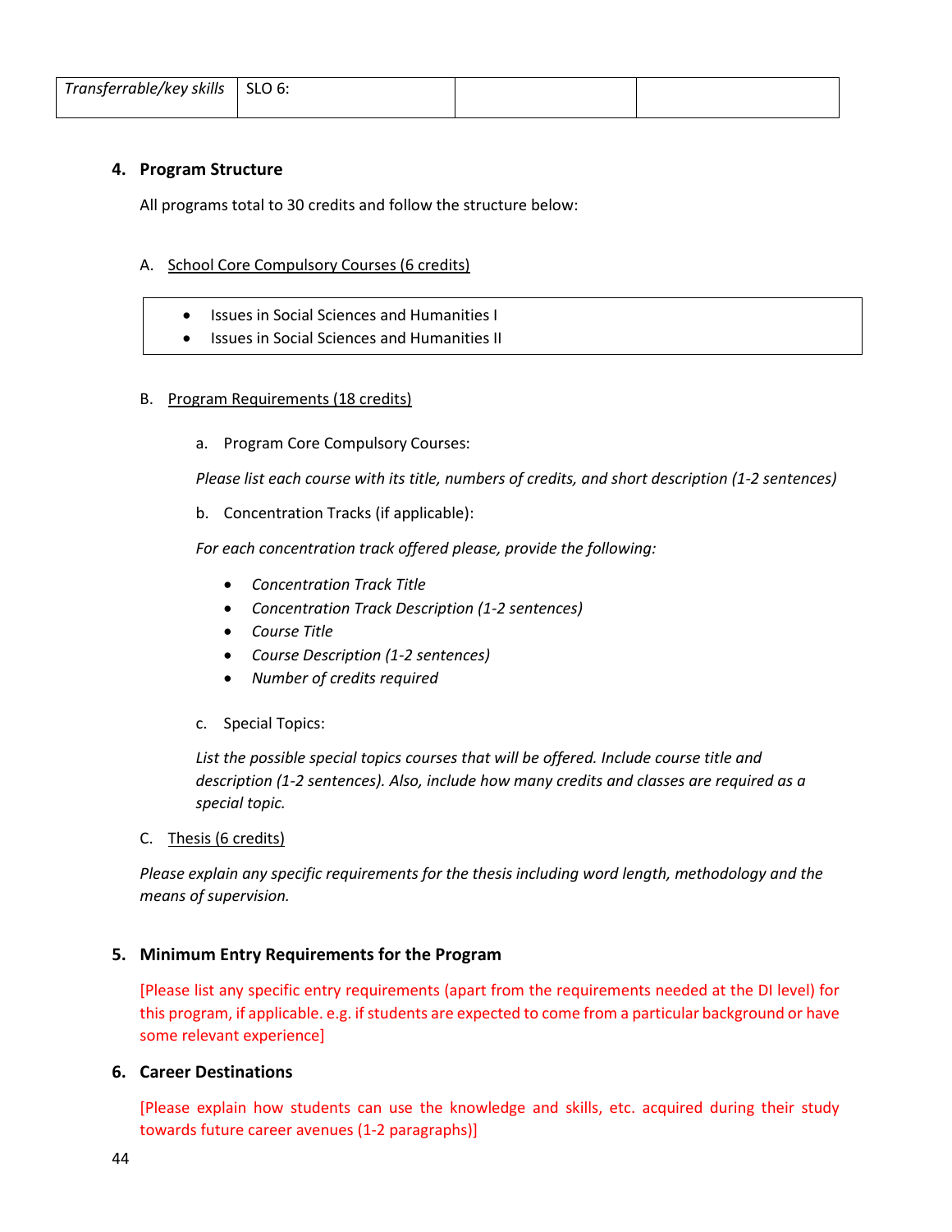| Transferrable/key skills | SLO 6: | | |
|---|---|---|---|

## 4. Program Structure

All programs total to 30 credits and follow the structure below:

A. School Core Compulsory Courses (6 credits)

- Issues in Social Sciences and Humanities I
- Issues in Social Sciences and Humanities II

B. Program Requirements (18 credits)

a. Program Core Compulsory Courses:

*Please list each course with its title, numbers of credits, and short description (1-2 sentences)*

b. Concentration Tracks (if applicable):

*For each concentration track offered please, provide the following:*

- *Concentration Track Title*
- *Concentration Track Description (1-2 sentences)*
- *Course Title*
- *Course Description (1-2 sentences)*
- *Number of credits required*

c. Special Topics:

*List the possible special topics courses that will be offered. Include course title and description (1-2 sentences). Also, include how many credits and classes are required as a special topic.*

C. Thesis (6 credits)

*Please explain any specific requirements for the thesis including word length, methodology and the means of supervision.*

## 5. Minimum Entry Requirements for the Program

[Please list any specific entry requirements (apart from the requirements needed at the DI level) for this program, if applicable. e.g. if students are expected to come from a particular background or have some relevant experience]

## 6. Career Destinations

[Please explain how students can use the knowledge and skills, etc. acquired during their study towards future career avenues (1-2 paragraphs)]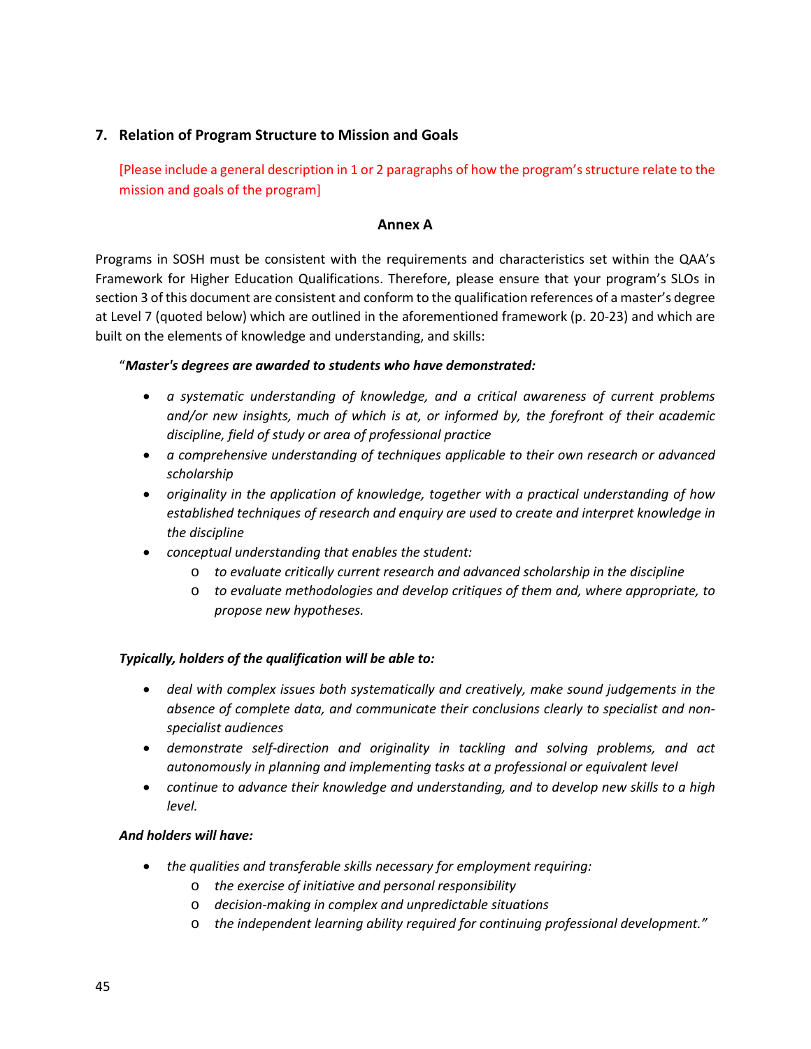## 7. Relation of Program Structure to Mission and Goals

[Please include a general description in 1 or 2 paragraphs of how the program's structure relate to the mission and goals of the program]

### Annex A

Programs in SOSH must be consistent with the requirements and characteristics set within the QAA's Framework for Higher Education Qualifications. Therefore, please ensure that your program's SLOs in section 3 of this document are consistent and conform to the qualification references of a master's degree at Level 7 (quoted below) which are outlined in the aforementioned framework (p. 20-23) and which are built on the elements of knowledge and understanding, and skills:

"***Master's degrees are awarded to students who have demonstrated:***

- *a systematic understanding of knowledge, and a critical awareness of current problems and/or new insights, much of which is at, or informed by, the forefront of their academic discipline, field of study or area of professional practice*
- *a comprehensive understanding of techniques applicable to their own research or advanced scholarship*
- *originality in the application of knowledge, together with a practical understanding of how established techniques of research and enquiry are used to create and interpret knowledge in the discipline*
- *conceptual understanding that enables the student:*
  - *to evaluate critically current research and advanced scholarship in the discipline*
  - *to evaluate methodologies and develop critiques of them and, where appropriate, to propose new hypotheses.*

***Typically, holders of the qualification will be able to:***

- *deal with complex issues both systematically and creatively, make sound judgements in the absence of complete data, and communicate their conclusions clearly to specialist and non-specialist audiences*
- *demonstrate self-direction and originality in tackling and solving problems, and act autonomously in planning and implementing tasks at a professional or equivalent level*
- *continue to advance their knowledge and understanding, and to develop new skills to a high level.*

***And holders will have:***

- *the qualities and transferable skills necessary for employment requiring:*
  - *the exercise of initiative and personal responsibility*
  - *decision-making in complex and unpredictable situations*
  - *the independent learning ability required for continuing professional development."*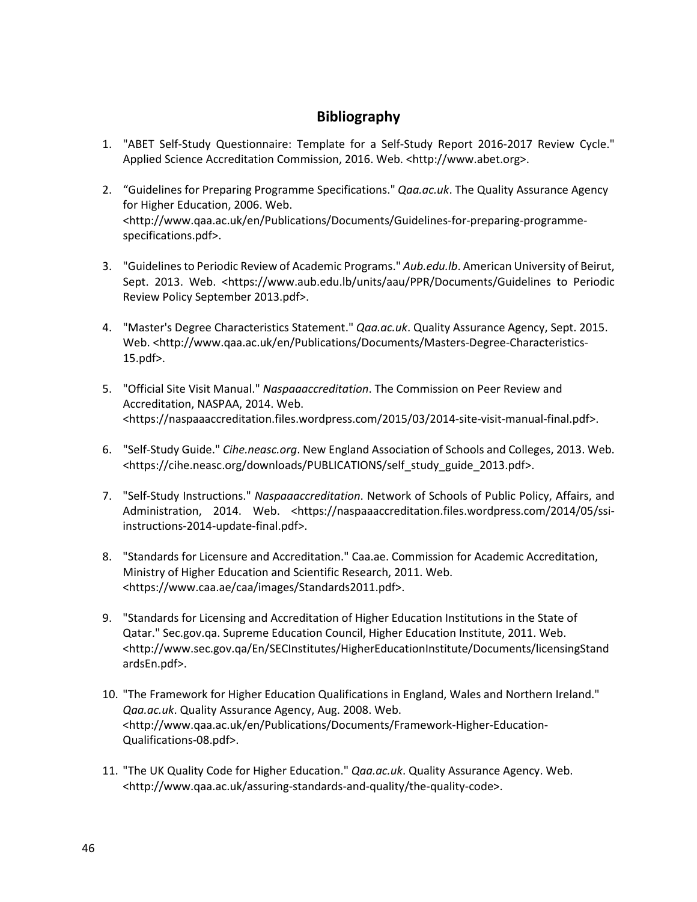## Bibliography

1. "ABET Self-Study Questionnaire: Template for a Self-Study Report 2016-2017 Review Cycle." Applied Science Accreditation Commission, 2016. Web. <http://www.abet.org>.

2. "Guidelines for Preparing Programme Specifications." *Qaa.ac.uk*. The Quality Assurance Agency for Higher Education, 2006. Web. <http://www.qaa.ac.uk/en/Publications/Documents/Guidelines-for-preparing-programme-specifications.pdf>.

3. "Guidelines to Periodic Review of Academic Programs." *Aub.edu.lb*. American University of Beirut, Sept. 2013. Web. <https://www.aub.edu.lb/units/aau/PPR/Documents/Guidelines to Periodic Review Policy September 2013.pdf>.

4. "Master's Degree Characteristics Statement." *Qaa.ac.uk*. Quality Assurance Agency, Sept. 2015. Web. <http://www.qaa.ac.uk/en/Publications/Documents/Masters-Degree-Characteristics-15.pdf>.

5. "Official Site Visit Manual." *Naspaaaccreditation*. The Commission on Peer Review and Accreditation, NASPAA, 2014. Web. <https://naspaaaccreditation.files.wordpress.com/2015/03/2014-site-visit-manual-final.pdf>.

6. "Self-Study Guide." *Cihe.neasc.org*. New England Association of Schools and Colleges, 2013. Web. <https://cihe.neasc.org/downloads/PUBLICATIONS/self_study_guide_2013.pdf>.

7. "Self-Study Instructions." *Naspaaaccreditation*. Network of Schools of Public Policy, Affairs, and Administration, 2014. Web. <https://naspaaaccreditation.files.wordpress.com/2014/05/ssi-instructions-2014-update-final.pdf>.

8. "Standards for Licensure and Accreditation." Caa.ae. Commission for Academic Accreditation, Ministry of Higher Education and Scientific Research, 2011. Web. <https://www.caa.ae/caa/images/Standards2011.pdf>.

9. "Standards for Licensing and Accreditation of Higher Education Institutions in the State of Qatar." Sec.gov.qa. Supreme Education Council, Higher Education Institute, 2011. Web. <http://www.sec.gov.qa/En/SECInstitutes/HigherEducationInstitute/Documents/licensingStandardsEn.pdf>.

10. "The Framework for Higher Education Qualifications in England, Wales and Northern Ireland." *Qaa.ac.uk*. Quality Assurance Agency, Aug. 2008. Web. <http://www.qaa.ac.uk/en/Publications/Documents/Framework-Higher-Education-Qualifications-08.pdf>.

11. "The UK Quality Code for Higher Education." *Qaa.ac.uk*. Quality Assurance Agency. Web. <http://www.qaa.ac.uk/assuring-standards-and-quality/the-quality-code>.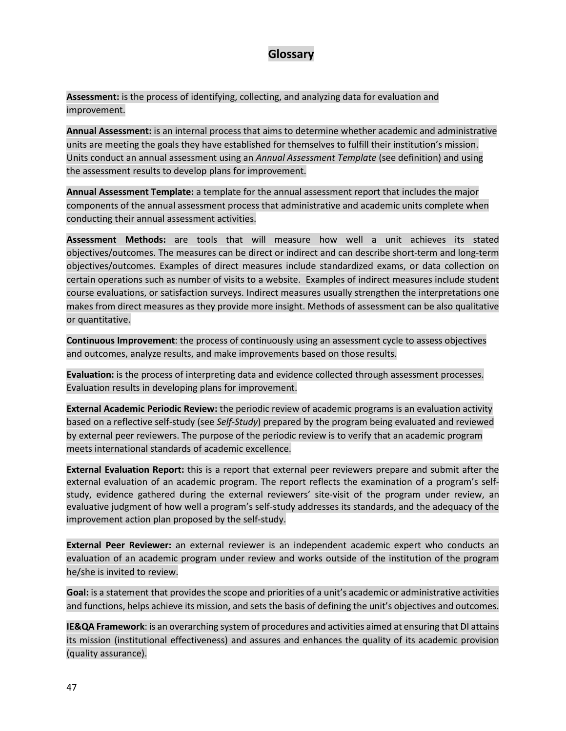# Glossary

**Assessment:** is the process of identifying, collecting, and analyzing data for evaluation and improvement.

**Annual Assessment:** is an internal process that aims to determine whether academic and administrative units are meeting the goals they have established for themselves to fulfill their institution's mission. Units conduct an annual assessment using an *Annual Assessment Template* (see definition) and using the assessment results to develop plans for improvement.

**Annual Assessment Template:** a template for the annual assessment report that includes the major components of the annual assessment process that administrative and academic units complete when conducting their annual assessment activities.

**Assessment Methods:** are tools that will measure how well a unit achieves its stated objectives/outcomes. The measures can be direct or indirect and can describe short-term and long-term objectives/outcomes. Examples of direct measures include standardized exams, or data collection on certain operations such as number of visits to a website. Examples of indirect measures include student course evaluations, or satisfaction surveys. Indirect measures usually strengthen the interpretations one makes from direct measures as they provide more insight. Methods of assessment can be also qualitative or quantitative.

**Continuous Improvement**: the process of continuously using an assessment cycle to assess objectives and outcomes, analyze results, and make improvements based on those results.

**Evaluation:** is the process of interpreting data and evidence collected through assessment processes. Evaluation results in developing plans for improvement.

**External Academic Periodic Review:** the periodic review of academic programs is an evaluation activity based on a reflective self-study (see *Self-Study*) prepared by the program being evaluated and reviewed by external peer reviewers. The purpose of the periodic review is to verify that an academic program meets international standards of academic excellence.

**External Evaluation Report:** this is a report that external peer reviewers prepare and submit after the external evaluation of an academic program. The report reflects the examination of a program's self-study, evidence gathered during the external reviewers' site-visit of the program under review, an evaluative judgment of how well a program's self-study addresses its standards, and the adequacy of the improvement action plan proposed by the self-study.

**External Peer Reviewer:** an external reviewer is an independent academic expert who conducts an evaluation of an academic program under review and works outside of the institution of the program he/she is invited to review.

**Goal:** is a statement that provides the scope and priorities of a unit's academic or administrative activities and functions, helps achieve its mission, and sets the basis of defining the unit's objectives and outcomes.

**IE&QA Framework**: is an overarching system of procedures and activities aimed at ensuring that DI attains its mission (institutional effectiveness) and assures and enhances the quality of its academic provision (quality assurance).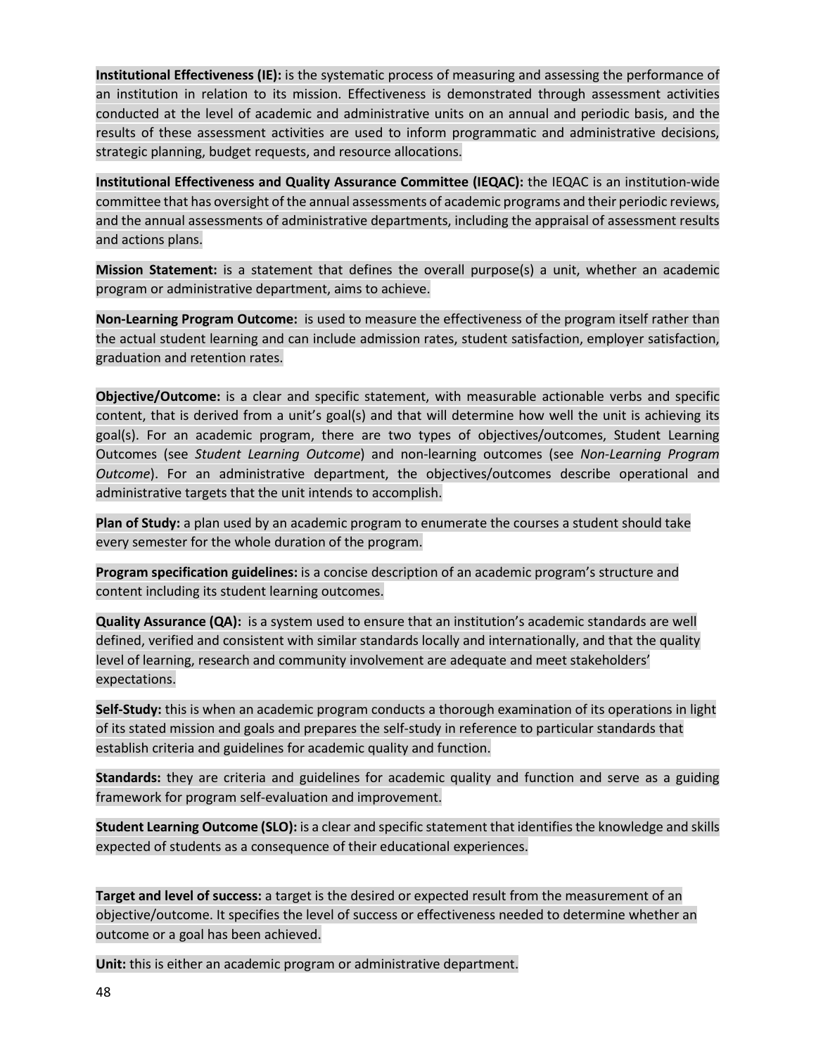**Institutional Effectiveness (IE):** is the systematic process of measuring and assessing the performance of an institution in relation to its mission. Effectiveness is demonstrated through assessment activities conducted at the level of academic and administrative units on an annual and periodic basis, and the results of these assessment activities are used to inform programmatic and administrative decisions, strategic planning, budget requests, and resource allocations.

**Institutional Effectiveness and Quality Assurance Committee (IEQAC):** the IEQAC is an institution-wide committee that has oversight of the annual assessments of academic programs and their periodic reviews, and the annual assessments of administrative departments, including the appraisal of assessment results and actions plans.

**Mission Statement:** is a statement that defines the overall purpose(s) a unit, whether an academic program or administrative department, aims to achieve.

**Non-Learning Program Outcome:** is used to measure the effectiveness of the program itself rather than the actual student learning and can include admission rates, student satisfaction, employer satisfaction, graduation and retention rates.

**Objective/Outcome:** is a clear and specific statement, with measurable actionable verbs and specific content, that is derived from a unit's goal(s) and that will determine how well the unit is achieving its goal(s). For an academic program, there are two types of objectives/outcomes, Student Learning Outcomes (see *Student Learning Outcome*) and non-learning outcomes (see *Non-Learning Program Outcome*). For an administrative department, the objectives/outcomes describe operational and administrative targets that the unit intends to accomplish.

**Plan of Study:** a plan used by an academic program to enumerate the courses a student should take every semester for the whole duration of the program.

**Program specification guidelines:** is a concise description of an academic program's structure and content including its student learning outcomes.

**Quality Assurance (QA):** is a system used to ensure that an institution's academic standards are well defined, verified and consistent with similar standards locally and internationally, and that the quality level of learning, research and community involvement are adequate and meet stakeholders' expectations.

**Self-Study:** this is when an academic program conducts a thorough examination of its operations in light of its stated mission and goals and prepares the self-study in reference to particular standards that establish criteria and guidelines for academic quality and function.

**Standards:** they are criteria and guidelines for academic quality and function and serve as a guiding framework for program self-evaluation and improvement.

**Student Learning Outcome (SLO):** is a clear and specific statement that identifies the knowledge and skills expected of students as a consequence of their educational experiences.

**Target and level of success:** a target is the desired or expected result from the measurement of an objective/outcome. It specifies the level of success or effectiveness needed to determine whether an outcome or a goal has been achieved.

**Unit:** this is either an academic program or administrative department.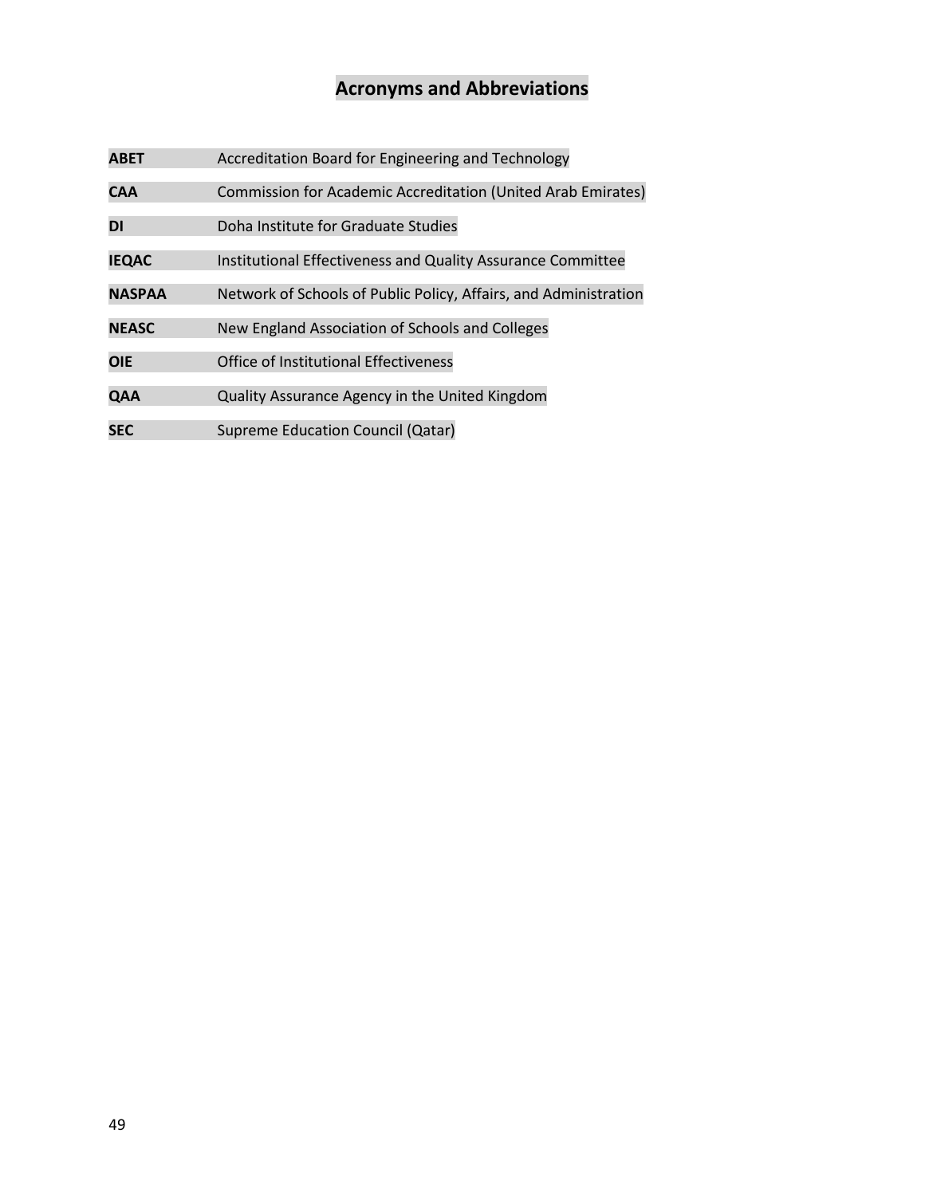# Acronyms and Abbreviations

| | |
|---|---|
| **ABET** | Accreditation Board for Engineering and Technology |
| **CAA** | Commission for Academic Accreditation (United Arab Emirates) |
| **DI** | Doha Institute for Graduate Studies |
| **IEQAC** | Institutional Effectiveness and Quality Assurance Committee |
| **NASPAA** | Network of Schools of Public Policy, Affairs, and Administration |
| **NEASC** | New England Association of Schools and Colleges |
| **OIE** | Office of Institutional Effectiveness |
| **QAA** | Quality Assurance Agency in the United Kingdom |
| **SEC** | Supreme Education Council (Qatar) |